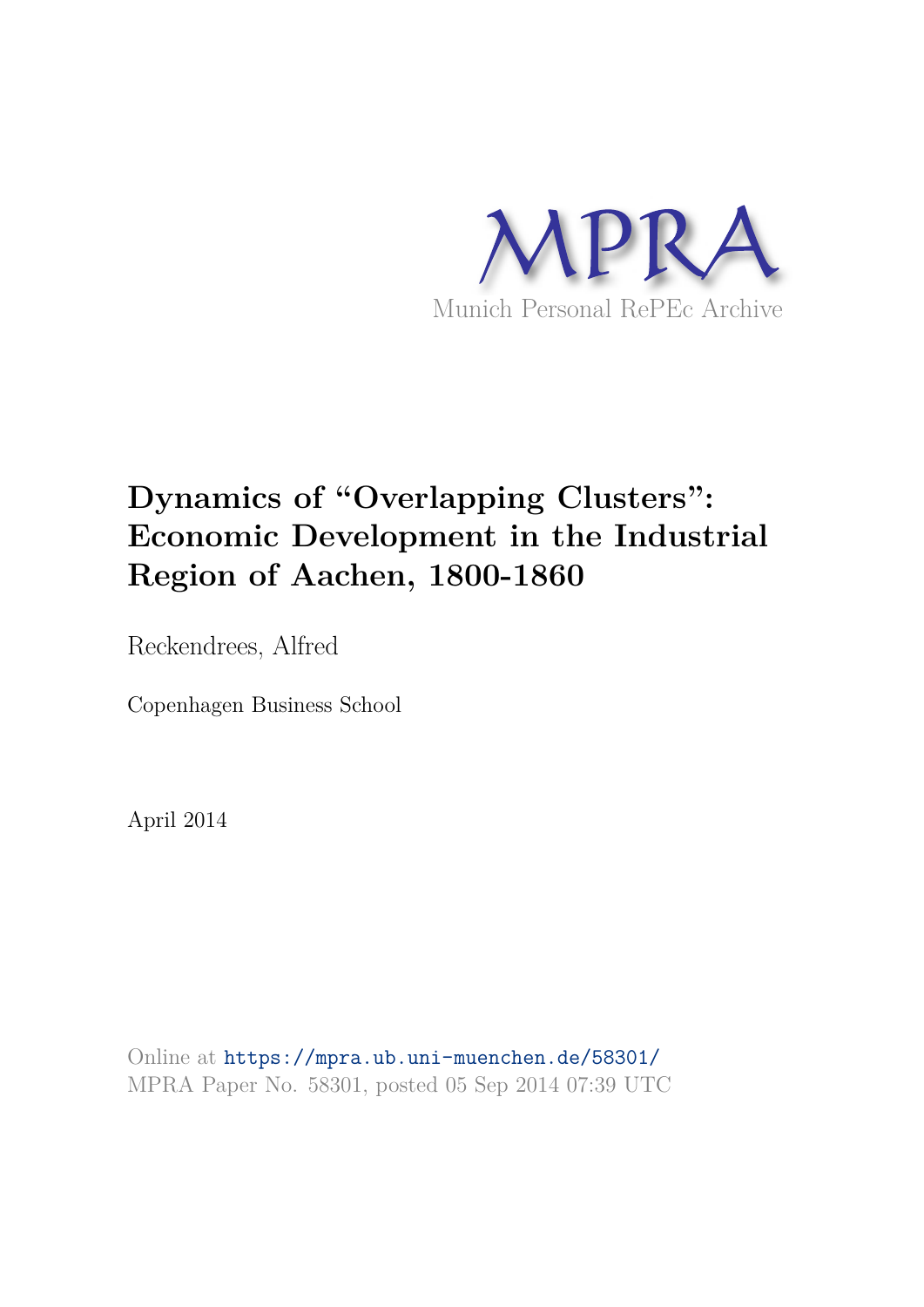MPRA

Munich Personal RePEc Archive

# Dynamics of "Overlapping Clusters": Economic Development in the Industrial Region of Aachen, 1800-1860

Reckendrees, Alfred

Copenhagen Business School

April 2014

Online at https://mpra.ub.uni-muenchen.de/58301/
MPRA Paper No. 58301, posted 05 Sep 2014 07:39 UTC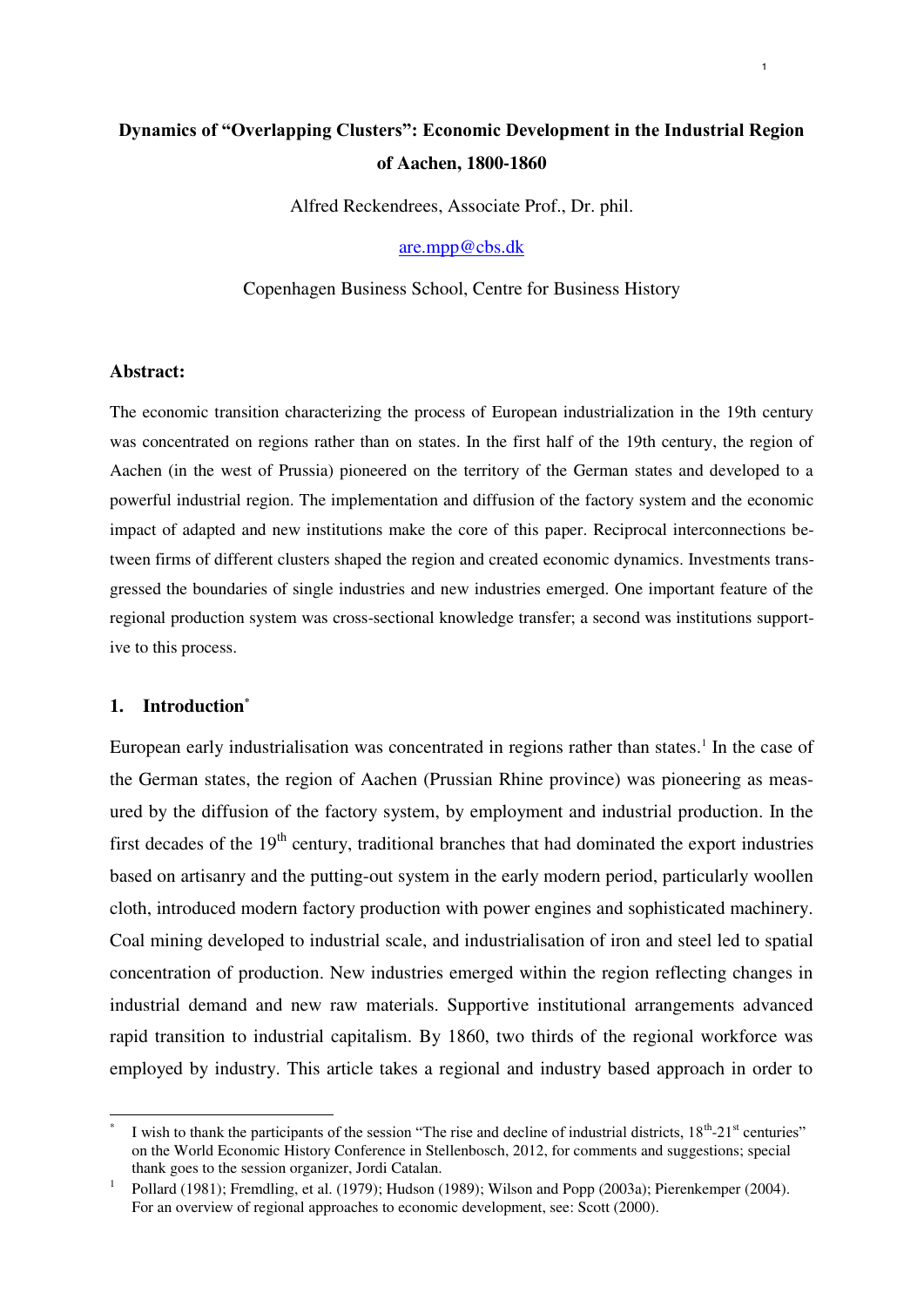# Dynamics of "Overlapping Clusters": Economic Development in the Industrial Region of Aachen, 1800-1860

Alfred Reckendrees, Associate Prof., Dr. phil.

are.mpp@cbs.dk

Copenhagen Business School, Centre for Business History

**Abstract:**

The economic transition characterizing the process of European industrialization in the 19th century was concentrated on regions rather than on states. In the first half of the 19th century, the region of Aachen (in the west of Prussia) pioneered on the territory of the German states and developed to a powerful industrial region. The implementation and diffusion of the factory system and the economic impact of adapted and new institutions make the core of this paper. Reciprocal interconnections between firms of different clusters shaped the region and created economic dynamics. Investments transgressed the boundaries of single industries and new industries emerged. One important feature of the regional production system was cross-sectional knowledge transfer; a second was institutions supportive to this process.

## 1. Introduction[*]

European early industrialisation was concentrated in regions rather than states.[1] In the case of the German states, the region of Aachen (Prussian Rhine province) was pioneering as measured by the diffusion of the factory system, by employment and industrial production. In the first decades of the 19th century, traditional branches that had dominated the export industries based on artisanry and the putting-out system in the early modern period, particularly woollen cloth, introduced modern factory production with power engines and sophisticated machinery. Coal mining developed to industrial scale, and industrialisation of iron and steel led to spatial concentration of production. New industries emerged within the region reflecting changes in industrial demand and new raw materials. Supportive institutional arrangements advanced rapid transition to industrial capitalism. By 1860, two thirds of the regional workforce was employed by industry. This article takes a regional and industry based approach in order to

---

[*] I wish to thank the participants of the session "The rise and decline of industrial districts, 18th-21st centuries" on the World Economic History Conference in Stellenbosch, 2012, for comments and suggestions; special thank goes to the session organizer, Jordi Catalan.

[1] Pollard (1981); Fremdling, et al. (1979); Hudson (1989); Wilson and Popp (2003a); Pierenkemper (2004). For an overview of regional approaches to economic development, see: Scott (2000).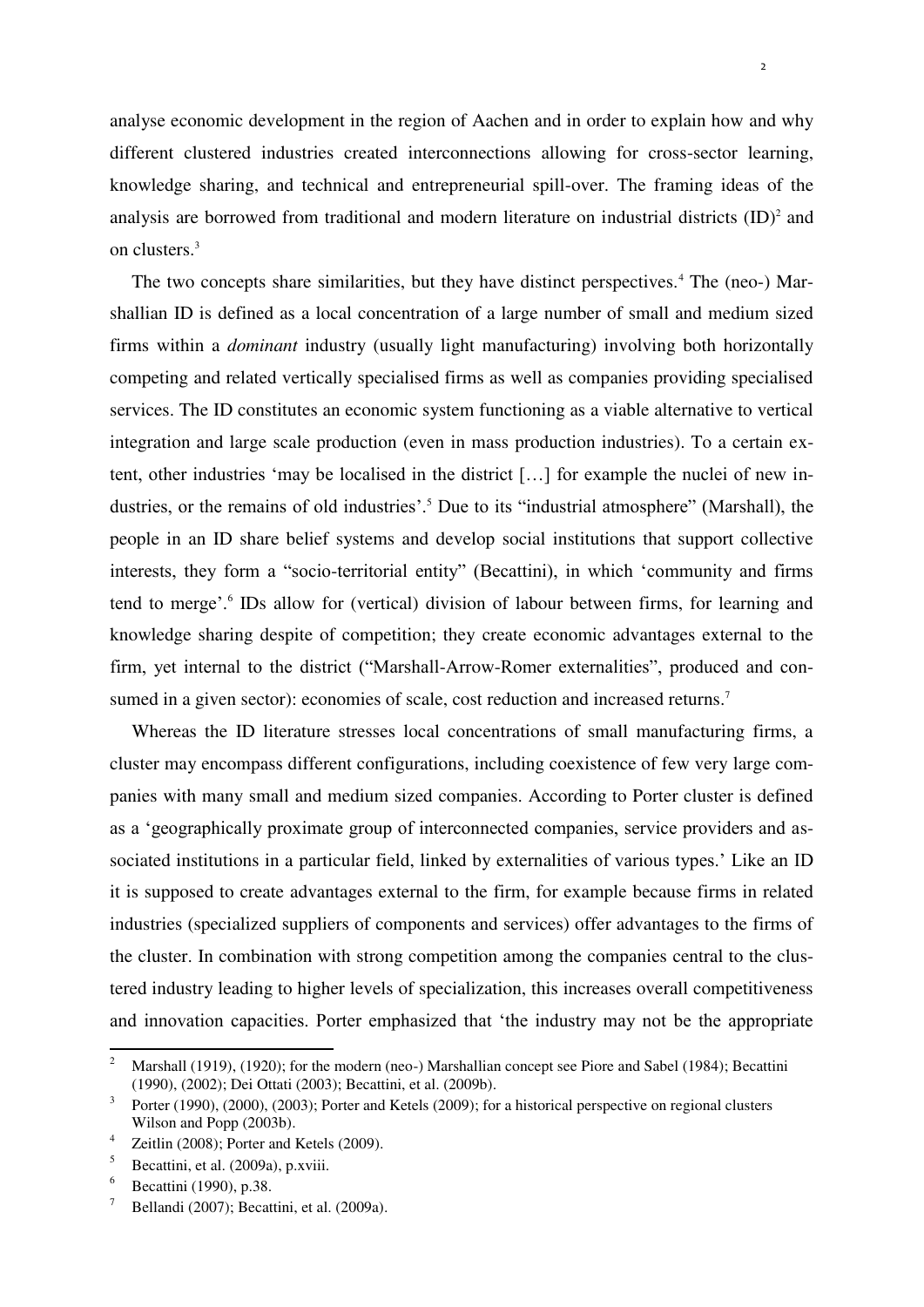analyse economic development in the region of Aachen and in order to explain how and why different clustered industries created interconnections allowing for cross-sector learning, knowledge sharing, and technical and entrepreneurial spill-over. The framing ideas of the analysis are borrowed from traditional and modern literature on industrial districts (ID)[2] and on clusters.[3]

The two concepts share similarities, but they have distinct perspectives.[4] The (neo-) Marshallian ID is defined as a local concentration of a large number of small and medium sized firms within a *dominant* industry (usually light manufacturing) involving both horizontally competing and related vertically specialised firms as well as companies providing specialised services. The ID constitutes an economic system functioning as a viable alternative to vertical integration and large scale production (even in mass production industries). To a certain extent, other industries 'may be localised in the district […] for example the nuclei of new industries, or the remains of old industries'.[5] Due to its "industrial atmosphere" (Marshall), the people in an ID share belief systems and develop social institutions that support collective interests, they form a "socio-territorial entity" (Becattini), in which 'community and firms tend to merge'.[6] IDs allow for (vertical) division of labour between firms, for learning and knowledge sharing despite of competition; they create economic advantages external to the firm, yet internal to the district ("Marshall-Arrow-Romer externalities", produced and consumed in a given sector): economies of scale, cost reduction and increased returns.[7]

Whereas the ID literature stresses local concentrations of small manufacturing firms, a cluster may encompass different configurations, including coexistence of few very large companies with many small and medium sized companies. According to Porter cluster is defined as a 'geographically proximate group of interconnected companies, service providers and associated institutions in a particular field, linked by externalities of various types.' Like an ID it is supposed to create advantages external to the firm, for example because firms in related industries (specialized suppliers of components and services) offer advantages to the firms of the cluster. In combination with strong competition among the companies central to the clustered industry leading to higher levels of specialization, this increases overall competitiveness and innovation capacities. Porter emphasized that 'the industry may not be the appropriate

[2] Marshall (1919), (1920); for the modern (neo-) Marshallian concept see Piore and Sabel (1984); Becattini (1990), (2002); Dei Ottati (2003); Becattini, et al. (2009b).

[3] Porter (1990), (2000), (2003); Porter and Ketels (2009); for a historical perspective on regional clusters Wilson and Popp (2003b).

[4] Zeitlin (2008); Porter and Ketels (2009).

[5] Becattini, et al. (2009a), p.xviii.

[6] Becattini (1990), p.38.

[7] Bellandi (2007); Becattini, et al. (2009a).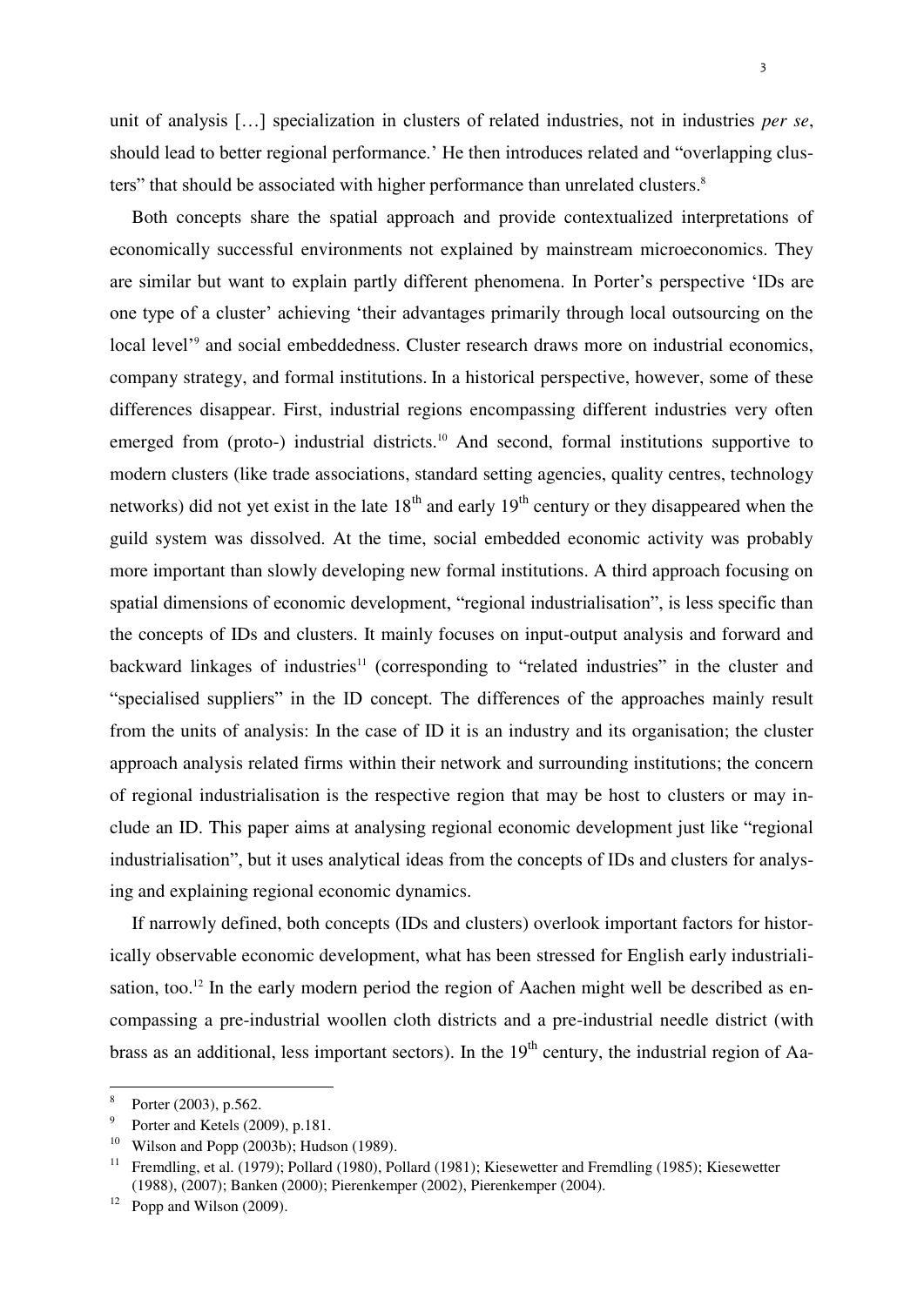unit of analysis […] specialization in clusters of related industries, not in industries *per se*, should lead to better regional performance.' He then introduces related and "overlapping clusters" that should be associated with higher performance than unrelated clusters.[8]

Both concepts share the spatial approach and provide contextualized interpretations of economically successful environments not explained by mainstream microeconomics. They are similar but want to explain partly different phenomena. In Porter's perspective 'IDs are one type of a cluster' achieving 'their advantages primarily through local outsourcing on the local level'[9] and social embeddedness. Cluster research draws more on industrial economics, company strategy, and formal institutions. In a historical perspective, however, some of these differences disappear. First, industrial regions encompassing different industries very often emerged from (proto-) industrial districts.[10] And second, formal institutions supportive to modern clusters (like trade associations, standard setting agencies, quality centres, technology networks) did not yet exist in the late 18th and early 19th century or they disappeared when the guild system was dissolved. At the time, social embedded economic activity was probably more important than slowly developing new formal institutions. A third approach focusing on spatial dimensions of economic development, "regional industrialisation", is less specific than the concepts of IDs and clusters. It mainly focuses on input-output analysis and forward and backward linkages of industries[11] (corresponding to "related industries" in the cluster and "specialised suppliers" in the ID concept. The differences of the approaches mainly result from the units of analysis: In the case of ID it is an industry and its organisation; the cluster approach analysis related firms within their network and surrounding institutions; the concern of regional industrialisation is the respective region that may be host to clusters or may include an ID. This paper aims at analysing regional economic development just like "regional industrialisation", but it uses analytical ideas from the concepts of IDs and clusters for analysing and explaining regional economic dynamics.

If narrowly defined, both concepts (IDs and clusters) overlook important factors for historically observable economic development, what has been stressed for English early industrialisation, too.[12] In the early modern period the region of Aachen might well be described as encompassing a pre-industrial woollen cloth districts and a pre-industrial needle district (with brass as an additional, less important sectors). In the 19th century, the industrial region of Aa-

---

[8] Porter (2003), p.562.

[9] Porter and Ketels (2009), p.181.

[10] Wilson and Popp (2003b); Hudson (1989).

[11] Fremdling, et al. (1979); Pollard (1980), Pollard (1981); Kiesewetter and Fremdling (1985); Kiesewetter (1988), (2007); Banken (2000); Pierenkemper (2002), Pierenkemper (2004).

[12] Popp and Wilson (2009).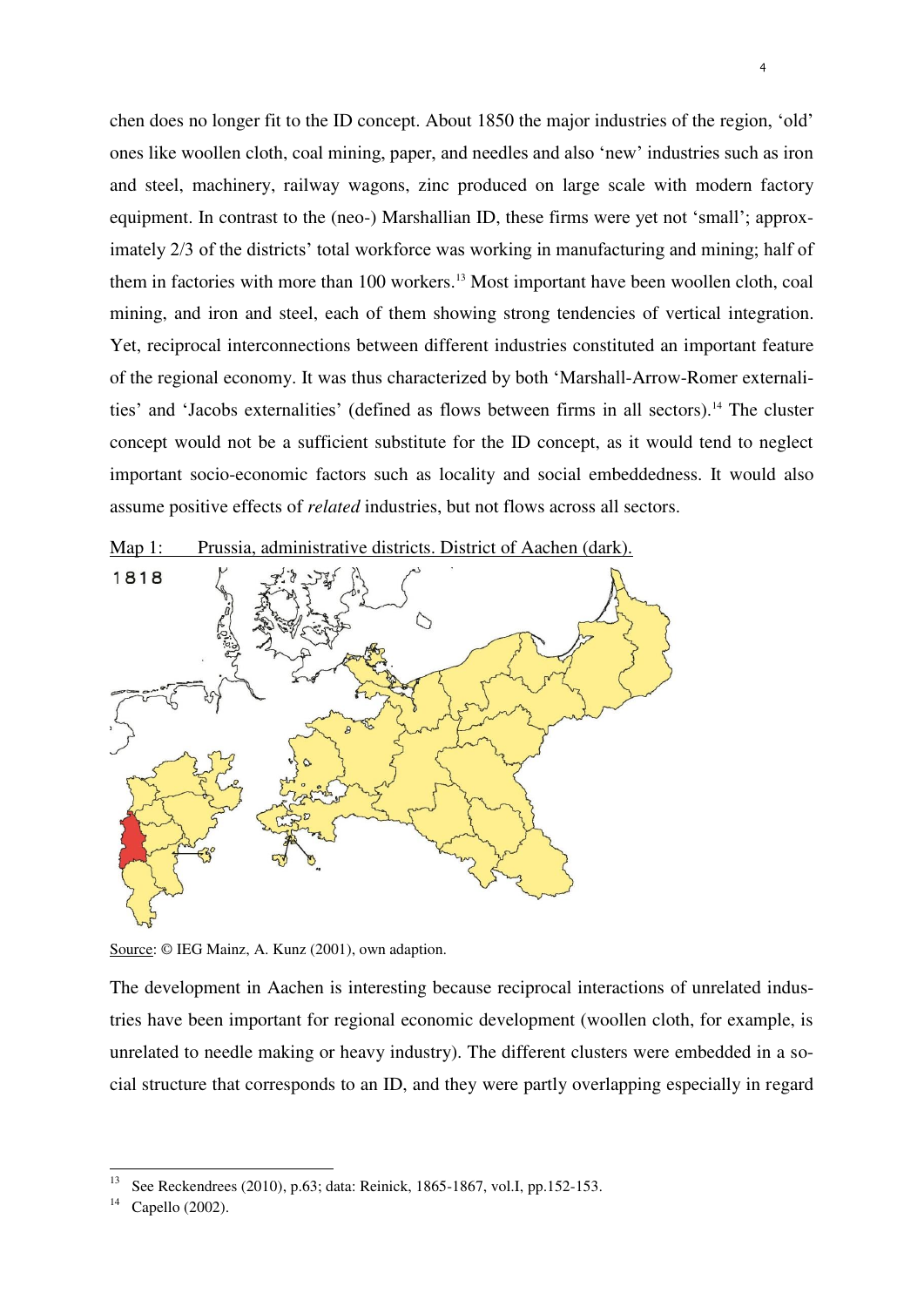chen does no longer fit to the ID concept. About 1850 the major industries of the region, 'old' ones like woollen cloth, coal mining, paper, and needles and also 'new' industries such as iron and steel, machinery, railway wagons, zinc produced on large scale with modern factory equipment. In contrast to the (neo-) Marshallian ID, these firms were yet not 'small'; approximately 2/3 of the districts' total workforce was working in manufacturing and mining; half of them in factories with more than 100 workers.[13] Most important have been woollen cloth, coal mining, and iron and steel, each of them showing strong tendencies of vertical integration. Yet, reciprocal interconnections between different industries constituted an important feature of the regional economy. It was thus characterized by both 'Marshall-Arrow-Romer externalities' and 'Jacobs externalities' (defined as flows between firms in all sectors).[14] The cluster concept would not be a sufficient substitute for the ID concept, as it would tend to neglect important socio-economic factors such as locality and social embeddedness. It would also assume positive effects of *related* industries, but not flows across all sectors.

Map 1: Prussia, administrative districts. District of Aachen (dark).

Source: © IEG Mainz, A. Kunz (2001), own adaption.

The development in Aachen is interesting because reciprocal interactions of unrelated industries have been important for regional economic development (woollen cloth, for example, is unrelated to needle making or heavy industry). The different clusters were embedded in a social structure that corresponds to an ID, and they were partly overlapping especially in regard

---

[13] See Reckendrees (2010), p.63; data: Reinick, 1865-1867, vol.I, pp.152-153.

[14] Capello (2002).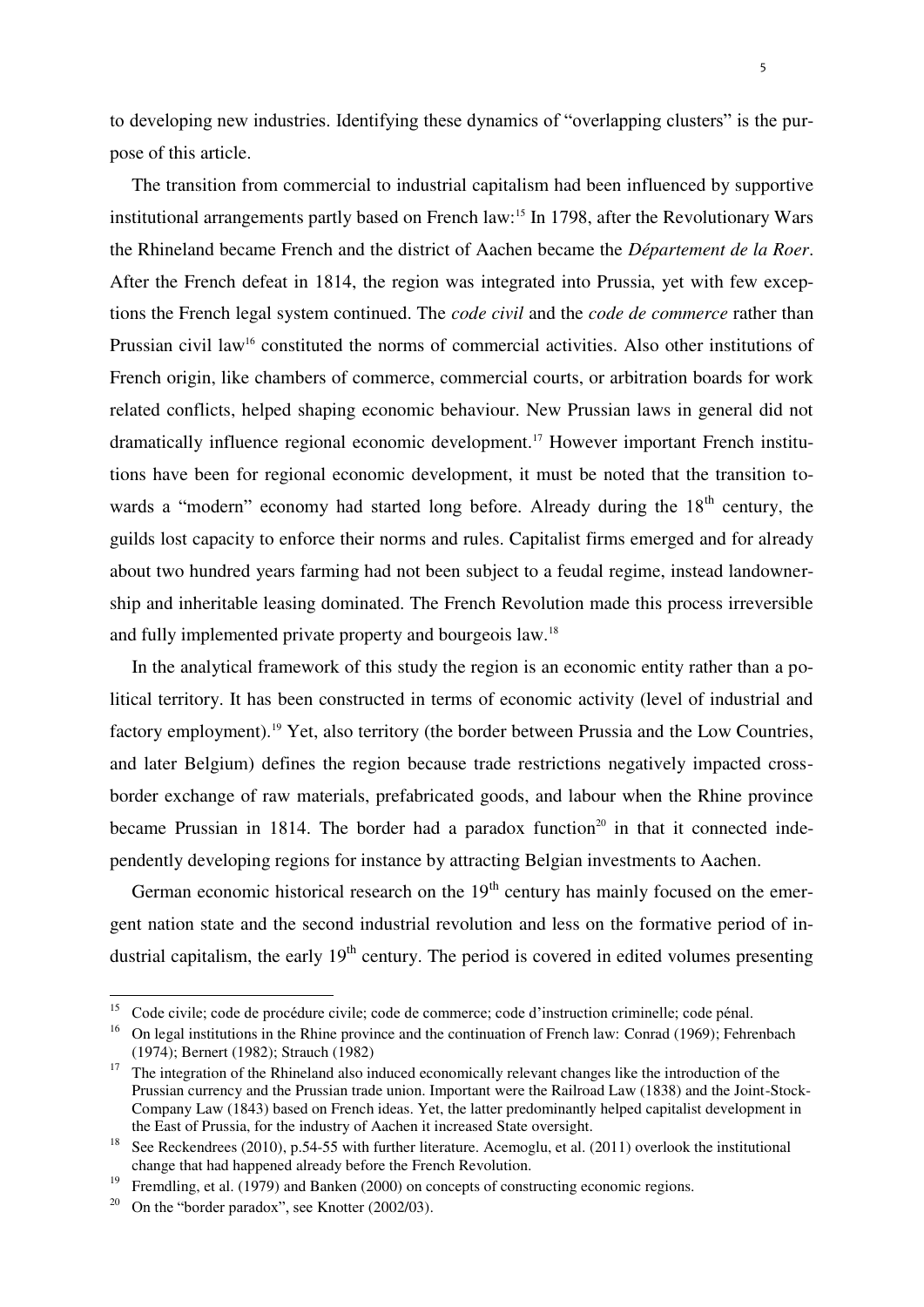to developing new industries. Identifying these dynamics of "overlapping clusters" is the purpose of this article.

The transition from commercial to industrial capitalism had been influenced by supportive institutional arrangements partly based on French law:[15] In 1798, after the Revolutionary Wars the Rhineland became French and the district of Aachen became the *Département de la Roer*. After the French defeat in 1814, the region was integrated into Prussia, yet with few exceptions the French legal system continued. The *code civil* and the *code de commerce* rather than Prussian civil law[16] constituted the norms of commercial activities. Also other institutions of French origin, like chambers of commerce, commercial courts, or arbitration boards for work related conflicts, helped shaping economic behaviour. New Prussian laws in general did not dramatically influence regional economic development.[17] However important French institutions have been for regional economic development, it must be noted that the transition towards a "modern" economy had started long before. Already during the 18th century, the guilds lost capacity to enforce their norms and rules. Capitalist firms emerged and for already about two hundred years farming had not been subject to a feudal regime, instead landownership and inheritable leasing dominated. The French Revolution made this process irreversible and fully implemented private property and bourgeois law.[18]

In the analytical framework of this study the region is an economic entity rather than a political territory. It has been constructed in terms of economic activity (level of industrial and factory employment).[19] Yet, also territory (the border between Prussia and the Low Countries, and later Belgium) defines the region because trade restrictions negatively impacted cross-border exchange of raw materials, prefabricated goods, and labour when the Rhine province became Prussian in 1814. The border had a paradox function[20] in that it connected independently developing regions for instance by attracting Belgian investments to Aachen.

German economic historical research on the 19th century has mainly focused on the emergent nation state and the second industrial revolution and less on the formative period of industrial capitalism, the early 19th century. The period is covered in edited volumes presenting

---

[15] Code civile; code de procédure civile; code de commerce; code d'instruction criminelle; code pénal.

[16] On legal institutions in the Rhine province and the continuation of French law: Conrad (1969); Fehrenbach (1974); Bernert (1982); Strauch (1982)

[17] The integration of the Rhineland also induced economically relevant changes like the introduction of the Prussian currency and the Prussian trade union. Important were the Railroad Law (1838) and the Joint-Stock-Company Law (1843) based on French ideas. Yet, the latter predominantly helped capitalist development in the East of Prussia, for the industry of Aachen it increased State oversight.

[18] See Reckendrees (2010), p.54-55 with further literature. Acemoglu, et al. (2011) overlook the institutional change that had happened already before the French Revolution.

[19] Fremdling, et al. (1979) and Banken (2000) on concepts of constructing economic regions.

[20] On the "border paradox", see Knotter (2002/03).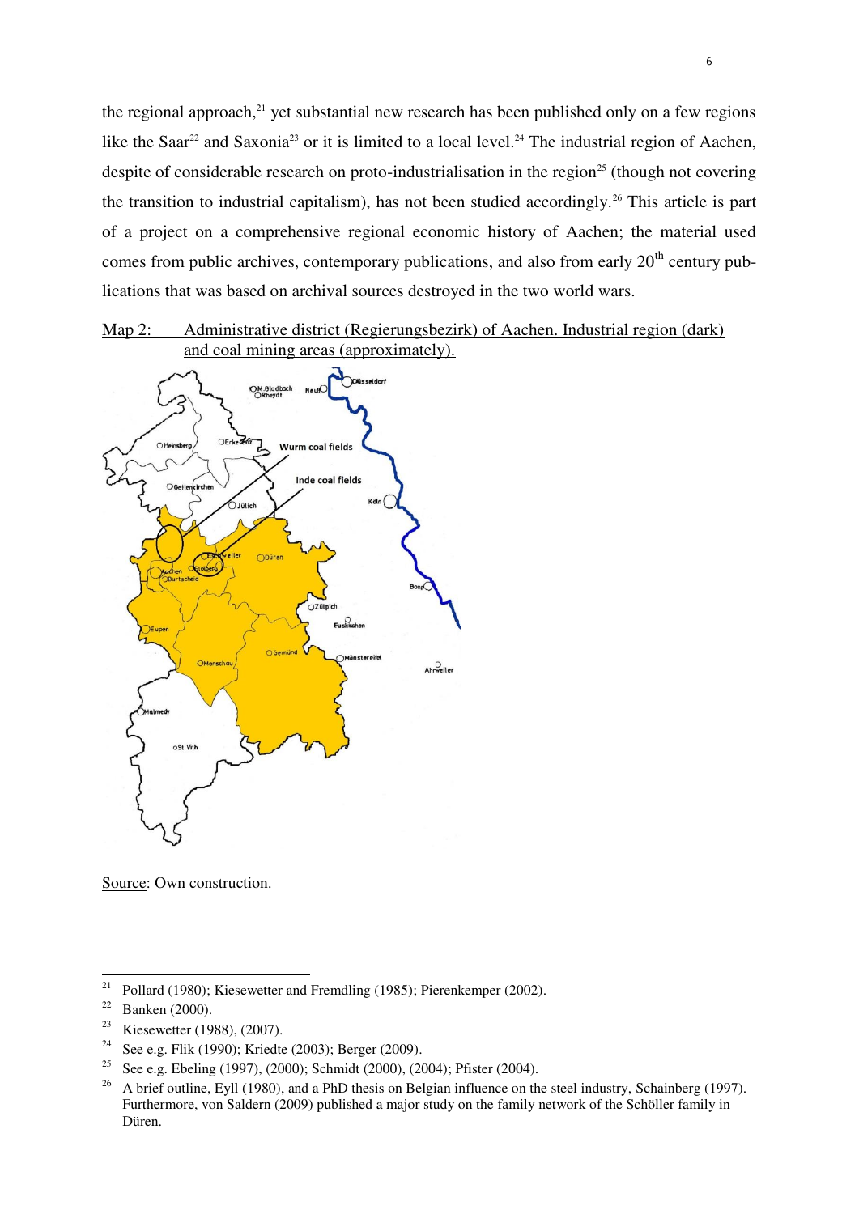the regional approach,[21] yet substantial new research has been published only on a few regions like the Saar[22] and Saxonia[23] or it is limited to a local level.[24] The industrial region of Aachen, despite of considerable research on proto-industrialisation in the region[25] (though not covering the transition to industrial capitalism), has not been studied accordingly.[26] This article is part of a project on a comprehensive regional economic history of Aachen; the material used comes from public archives, contemporary publications, and also from early 20th century publications that was based on archival sources destroyed in the two world wars.

Map 2: Administrative district (Regierungsbezirk) of Aachen. Industrial region (dark) and coal mining areas (approximately).

Source: Own construction.

---

[21] Pollard (1980); Kiesewetter and Fremdling (1985); Pierenkemper (2002).

[22] Banken (2000).

[23] Kiesewetter (1988), (2007).

[24] See e.g. Flik (1990); Kriedte (2003); Berger (2009).

[25] See e.g. Ebeling (1997), (2000); Schmidt (2000), (2004); Pfister (2004).

[26] A brief outline, Eyll (1980), and a PhD thesis on Belgian influence on the steel industry, Schainberg (1997). Furthermore, von Saldern (2009) published a major study on the family network of the Schöller family in Düren.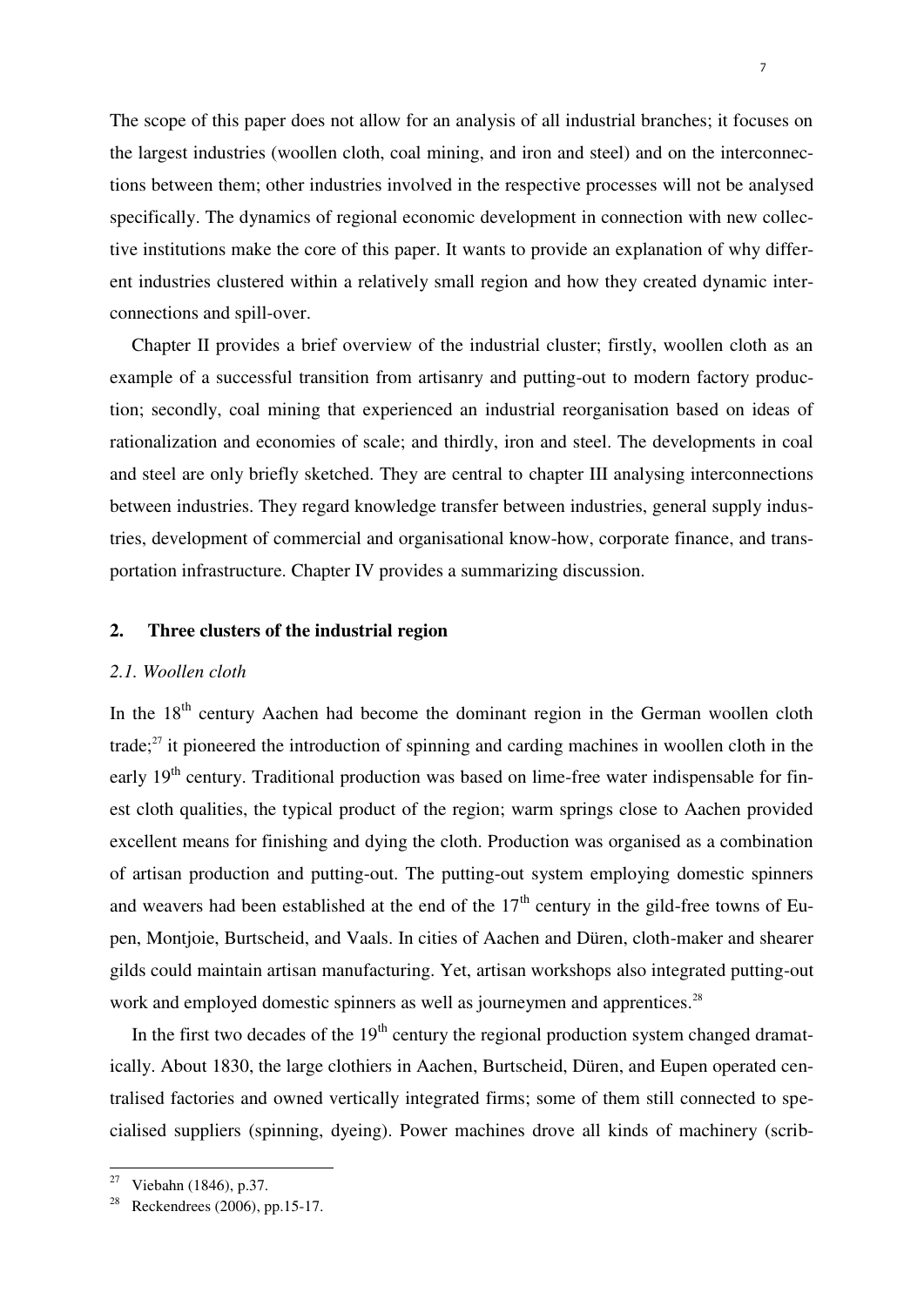The scope of this paper does not allow for an analysis of all industrial branches; it focuses on the largest industries (woollen cloth, coal mining, and iron and steel) and on the interconnections between them; other industries involved in the respective processes will not be analysed specifically. The dynamics of regional economic development in connection with new collective institutions make the core of this paper. It wants to provide an explanation of why different industries clustered within a relatively small region and how they created dynamic interconnections and spill-over.

Chapter II provides a brief overview of the industrial cluster; firstly, woollen cloth as an example of a successful transition from artisanry and putting-out to modern factory production; secondly, coal mining that experienced an industrial reorganisation based on ideas of rationalization and economies of scale; and thirdly, iron and steel. The developments in coal and steel are only briefly sketched. They are central to chapter III analysing interconnections between industries. They regard knowledge transfer between industries, general supply industries, development of commercial and organisational know-how, corporate finance, and transportation infrastructure. Chapter IV provides a summarizing discussion.

## 2. Three clusters of the industrial region

### *2.1. Woollen cloth*

In the 18th century Aachen had become the dominant region in the German woollen cloth trade;[27] it pioneered the introduction of spinning and carding machines in woollen cloth in the early 19th century. Traditional production was based on lime-free water indispensable for finest cloth qualities, the typical product of the region; warm springs close to Aachen provided excellent means for finishing and dying the cloth. Production was organised as a combination of artisan production and putting-out. The putting-out system employing domestic spinners and weavers had been established at the end of the 17th century in the gild-free towns of Eupen, Montjoie, Burtscheid, and Vaals. In cities of Aachen and Düren, cloth-maker and shearer gilds could maintain artisan manufacturing. Yet, artisan workshops also integrated putting-out work and employed domestic spinners as well as journeymen and apprentices.[28]

In the first two decades of the 19th century the regional production system changed dramatically. About 1830, the large clothiers in Aachen, Burtscheid, Düren, and Eupen operated centralised factories and owned vertically integrated firms; some of them still connected to specialised suppliers (spinning, dyeing). Power machines drove all kinds of machinery (scrib-

---

[27] Viebahn (1846), p.37.

[28] Reckendrees (2006), pp.15-17.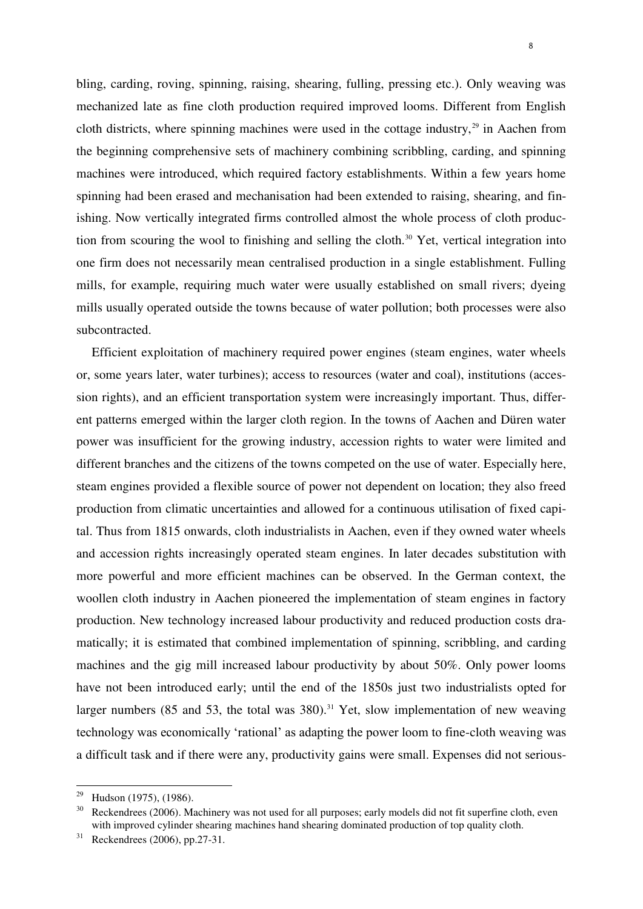bling, carding, roving, spinning, raising, shearing, fulling, pressing etc.). Only weaving was mechanized late as fine cloth production required improved looms. Different from English cloth districts, where spinning machines were used in the cottage industry,[29] in Aachen from the beginning comprehensive sets of machinery combining scribbling, carding, and spinning machines were introduced, which required factory establishments. Within a few years home spinning had been erased and mechanisation had been extended to raising, shearing, and finishing. Now vertically integrated firms controlled almost the whole process of cloth production from scouring the wool to finishing and selling the cloth.[30] Yet, vertical integration into one firm does not necessarily mean centralised production in a single establishment. Fulling mills, for example, requiring much water were usually established on small rivers; dyeing mills usually operated outside the towns because of water pollution; both processes were also subcontracted.

Efficient exploitation of machinery required power engines (steam engines, water wheels or, some years later, water turbines); access to resources (water and coal), institutions (accession rights), and an efficient transportation system were increasingly important. Thus, different patterns emerged within the larger cloth region. In the towns of Aachen and Düren water power was insufficient for the growing industry, accession rights to water were limited and different branches and the citizens of the towns competed on the use of water. Especially here, steam engines provided a flexible source of power not dependent on location; they also freed production from climatic uncertainties and allowed for a continuous utilisation of fixed capital. Thus from 1815 onwards, cloth industrialists in Aachen, even if they owned water wheels and accession rights increasingly operated steam engines. In later decades substitution with more powerful and more efficient machines can be observed. In the German context, the woollen cloth industry in Aachen pioneered the implementation of steam engines in factory production. New technology increased labour productivity and reduced production costs dramatically; it is estimated that combined implementation of spinning, scribbling, and carding machines and the gig mill increased labour productivity by about 50%. Only power looms have not been introduced early; until the end of the 1850s just two industrialists opted for larger numbers (85 and 53, the total was 380).[31] Yet, slow implementation of new weaving technology was economically 'rational' as adapting the power loom to fine-cloth weaving was a difficult task and if there were any, productivity gains were small. Expenses did not serious-

---

[29] Hudson (1975), (1986).

[30] Reckendrees (2006). Machinery was not used for all purposes; early models did not fit superfine cloth, even with improved cylinder shearing machines hand shearing dominated production of top quality cloth.

[31] Reckendrees (2006), pp.27-31.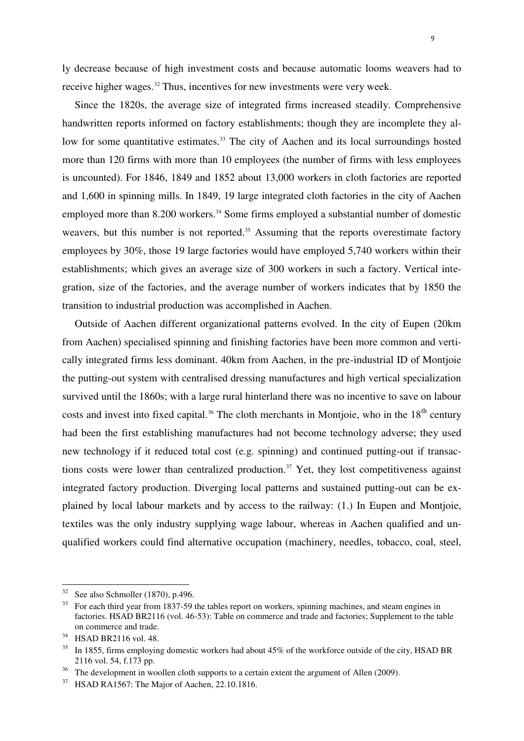ly decrease because of high investment costs and because automatic looms weavers had to receive higher wages.[32] Thus, incentives for new investments were very week.

Since the 1820s, the average size of integrated firms increased steadily. Comprehensive handwritten reports informed on factory establishments; though they are incomplete they allow for some quantitative estimates.[33] The city of Aachen and its local surroundings hosted more than 120 firms with more than 10 employees (the number of firms with less employees is uncounted). For 1846, 1849 and 1852 about 13,000 workers in cloth factories are reported and 1,600 in spinning mills. In 1849, 19 large integrated cloth factories in the city of Aachen employed more than 8.200 workers.[34] Some firms employed a substantial number of domestic weavers, but this number is not reported.[35] Assuming that the reports overestimate factory employees by 30%, those 19 large factories would have employed 5,740 workers within their establishments; which gives an average size of 300 workers in such a factory. Vertical integration, size of the factories, and the average number of workers indicates that by 1850 the transition to industrial production was accomplished in Aachen.

Outside of Aachen different organizational patterns evolved. In the city of Eupen (20km from Aachen) specialised spinning and finishing factories have been more common and vertically integrated firms less dominant. 40km from Aachen, in the pre-industrial ID of Montjoie the putting-out system with centralised dressing manufactures and high vertical specialization survived until the 1860s; with a large rural hinterland there was no incentive to save on labour costs and invest into fixed capital.[36] The cloth merchants in Montjoie, who in the 18th century had been the first establishing manufactures had not become technology adverse; they used new technology if it reduced total cost (e.g. spinning) and continued putting-out if transactions costs were lower than centralized production.[37] Yet, they lost competitiveness against integrated factory production. Diverging local patterns and sustained putting-out can be explained by local labour markets and by access to the railway: (1.) In Eupen and Montjoie, textiles was the only industry supplying wage labour, whereas in Aachen qualified and unqualified workers could find alternative occupation (machinery, needles, tobacco, coal, steel,

---

[32] See also Schmoller (1870), p.496.

[33] For each third year from 1837-59 the tables report on workers, spinning machines, and steam engines in factories. HSAD BR2116 (vol. 46-53): Table on commerce and trade and factories; Supplement to the table on commerce and trade.

[34] HSAD BR2116 vol. 48.

[35] In 1855, firms employing domestic workers had about 45% of the workforce outside of the city, HSAD BR 2116 vol. 54, f.173 pp.

[36] The development in woollen cloth supports to a certain extent the argument of Allen (2009).

[37] HSAD RA1567: The Major of Aachen, 22.10.1816.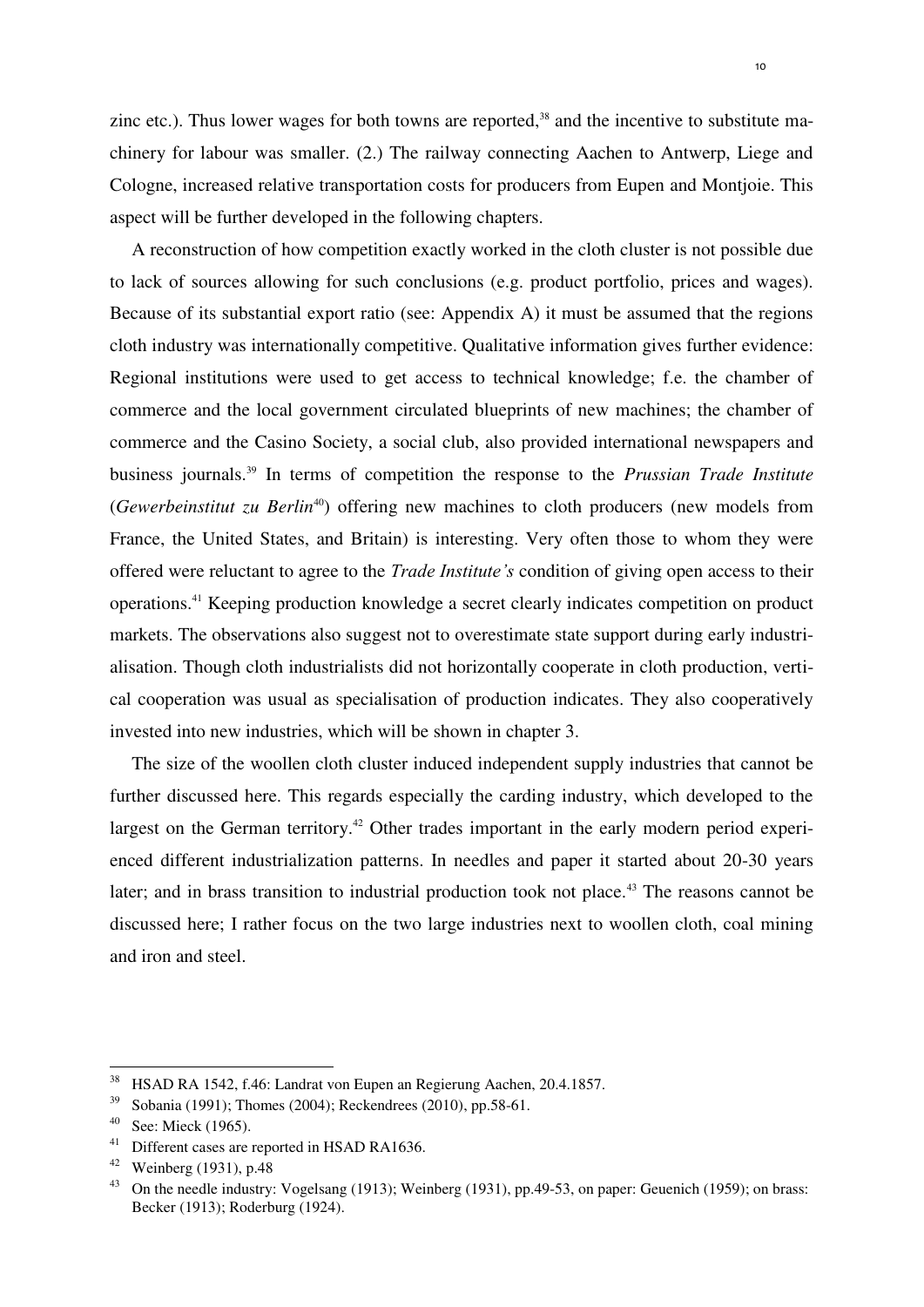zinc etc.). Thus lower wages for both towns are reported,[38] and the incentive to substitute machinery for labour was smaller. (2.) The railway connecting Aachen to Antwerp, Liege and Cologne, increased relative transportation costs for producers from Eupen and Montjoie. This aspect will be further developed in the following chapters.

A reconstruction of how competition exactly worked in the cloth cluster is not possible due to lack of sources allowing for such conclusions (e.g. product portfolio, prices and wages). Because of its substantial export ratio (see: Appendix A) it must be assumed that the regions cloth industry was internationally competitive. Qualitative information gives further evidence: Regional institutions were used to get access to technical knowledge; f.e. the chamber of commerce and the local government circulated blueprints of new machines; the chamber of commerce and the Casino Society, a social club, also provided international newspapers and business journals.[39] In terms of competition the response to the *Prussian Trade Institute* (*Gewerbeinstitut zu Berlin*[40]) offering new machines to cloth producers (new models from France, the United States, and Britain) is interesting. Very often those to whom they were offered were reluctant to agree to the *Trade Institute's* condition of giving open access to their operations.[41] Keeping production knowledge a secret clearly indicates competition on product markets. The observations also suggest not to overestimate state support during early industrialisation. Though cloth industrialists did not horizontally cooperate in cloth production, vertical cooperation was usual as specialisation of production indicates. They also cooperatively invested into new industries, which will be shown in chapter 3.

The size of the woollen cloth cluster induced independent supply industries that cannot be further discussed here. This regards especially the carding industry, which developed to the largest on the German territory.[42] Other trades important in the early modern period experienced different industrialization patterns. In needles and paper it started about 20-30 years later; and in brass transition to industrial production took not place.[43] The reasons cannot be discussed here; I rather focus on the two large industries next to woollen cloth, coal mining and iron and steel.

---

[38] HSAD RA 1542, f.46: Landrat von Eupen an Regierung Aachen, 20.4.1857.

[39] Sobania (1991); Thomes (2004); Reckendrees (2010), pp.58-61.

[40] See: Mieck (1965).

[41] Different cases are reported in HSAD RA1636.

[42] Weinberg (1931), p.48

[43] On the needle industry: Vogelsang (1913); Weinberg (1931), pp.49-53, on paper: Geuenich (1959); on brass: Becker (1913); Roderburg (1924).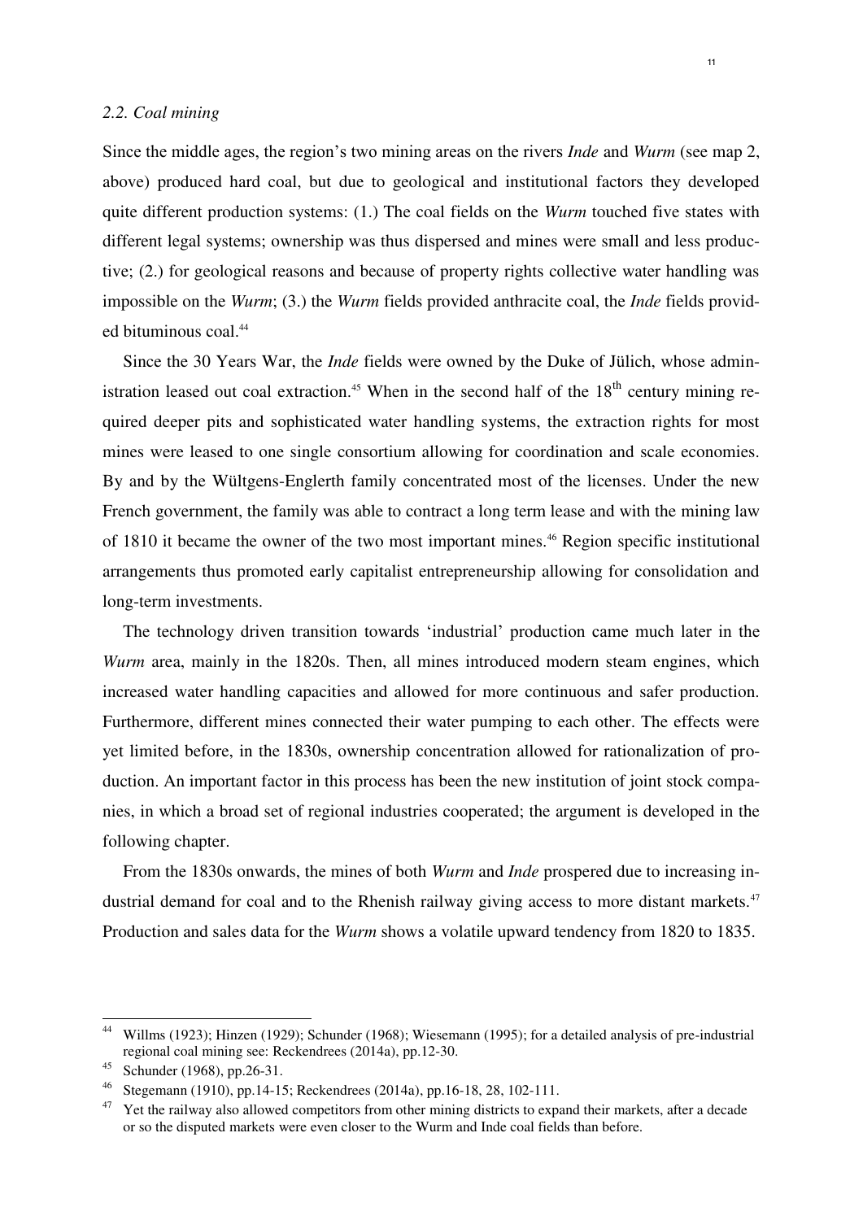### *2.2. Coal mining*

Since the middle ages, the region's two mining areas on the rivers *Inde* and *Wurm* (see map 2, above) produced hard coal, but due to geological and institutional factors they developed quite different production systems: (1.) The coal fields on the *Wurm* touched five states with different legal systems; ownership was thus dispersed and mines were small and less productive; (2.) for geological reasons and because of property rights collective water handling was impossible on the *Wurm*; (3.) the *Wurm* fields provided anthracite coal, the *Inde* fields provided bituminous coal.[44]

Since the 30 Years War, the *Inde* fields were owned by the Duke of Jülich, whose administration leased out coal extraction.[45] When in the second half of the 18th century mining required deeper pits and sophisticated water handling systems, the extraction rights for most mines were leased to one single consortium allowing for coordination and scale economies. By and by the Wültgens-Englerth family concentrated most of the licenses. Under the new French government, the family was able to contract a long term lease and with the mining law of 1810 it became the owner of the two most important mines.[46] Region specific institutional arrangements thus promoted early capitalist entrepreneurship allowing for consolidation and long-term investments.

The technology driven transition towards 'industrial' production came much later in the *Wurm* area, mainly in the 1820s. Then, all mines introduced modern steam engines, which increased water handling capacities and allowed for more continuous and safer production. Furthermore, different mines connected their water pumping to each other. The effects were yet limited before, in the 1830s, ownership concentration allowed for rationalization of production. An important factor in this process has been the new institution of joint stock companies, in which a broad set of regional industries cooperated; the argument is developed in the following chapter.

From the 1830s onwards, the mines of both *Wurm* and *Inde* prospered due to increasing industrial demand for coal and to the Rhenish railway giving access to more distant markets.[47] Production and sales data for the *Wurm* shows a volatile upward tendency from 1820 to 1835.

---

[44] Willms (1923); Hinzen (1929); Schunder (1968); Wiesemann (1995); for a detailed analysis of pre-industrial regional coal mining see: Reckendrees (2014a), pp.12-30.

[45] Schunder (1968), pp.26-31.

[46] Stegemann (1910), pp.14-15; Reckendrees (2014a), pp.16-18, 28, 102-111.

[47] Yet the railway also allowed competitors from other mining districts to expand their markets, after a decade or so the disputed markets were even closer to the Wurm and Inde coal fields than before.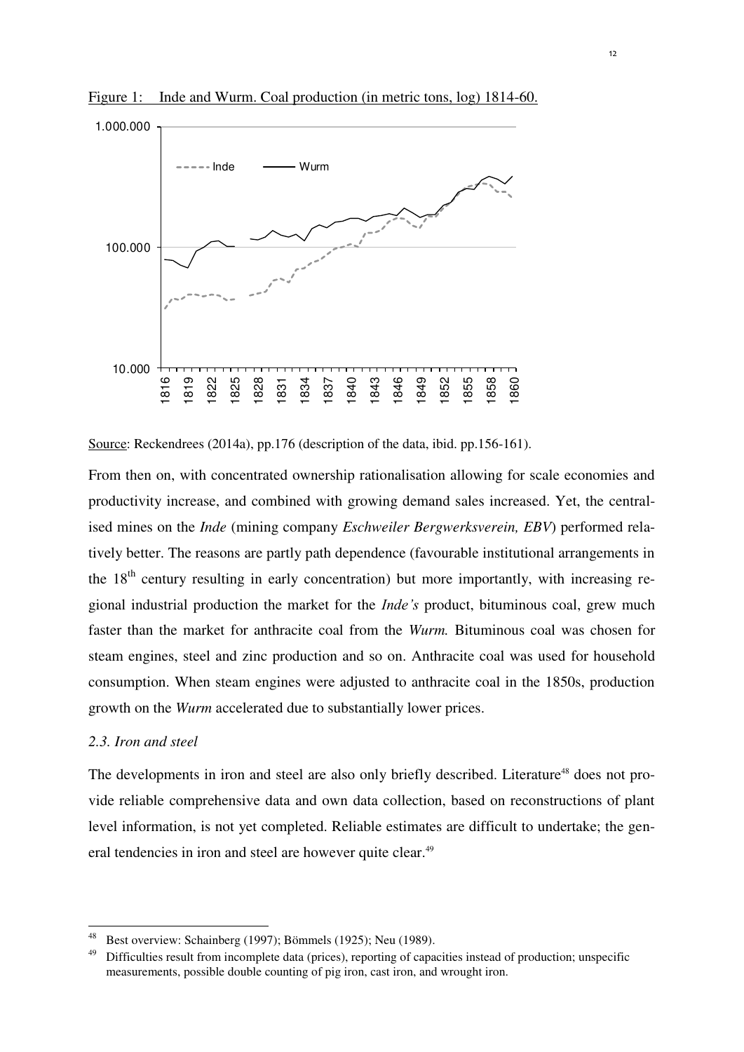Figure 1: Inde and Wurm. Coal production (in metric tons, log) 1814-60.

Source: Reckendrees (2014a), pp.176 (description of the data, ibid. pp.156-161).

From then on, with concentrated ownership rationalisation allowing for scale economies and productivity increase, and combined with growing demand sales increased. Yet, the centralised mines on the *Inde* (mining company *Eschweiler Bergwerksverein, EBV*) performed relatively better. The reasons are partly path dependence (favourable institutional arrangements in the 18th century resulting in early concentration) but more importantly, with increasing regional industrial production the market for the *Inde's* product, bituminous coal, grew much faster than the market for anthracite coal from the *Wurm.* Bituminous coal was chosen for steam engines, steel and zinc production and so on. Anthracite coal was used for household consumption. When steam engines were adjusted to anthracite coal in the 1850s, production growth on the *Wurm* accelerated due to substantially lower prices.

*2.3. Iron and steel*

The developments in iron and steel are also only briefly described. Literature[48] does not provide reliable comprehensive data and own data collection, based on reconstructions of plant level information, is not yet completed. Reliable estimates are difficult to undertake; the general tendencies in iron and steel are however quite clear.[49]

[48] Best overview: Schainberg (1997); Bömmels (1925); Neu (1989).

[49] Difficulties result from incomplete data (prices), reporting of capacities instead of production; unspecific measurements, possible double counting of pig iron, cast iron, and wrought iron.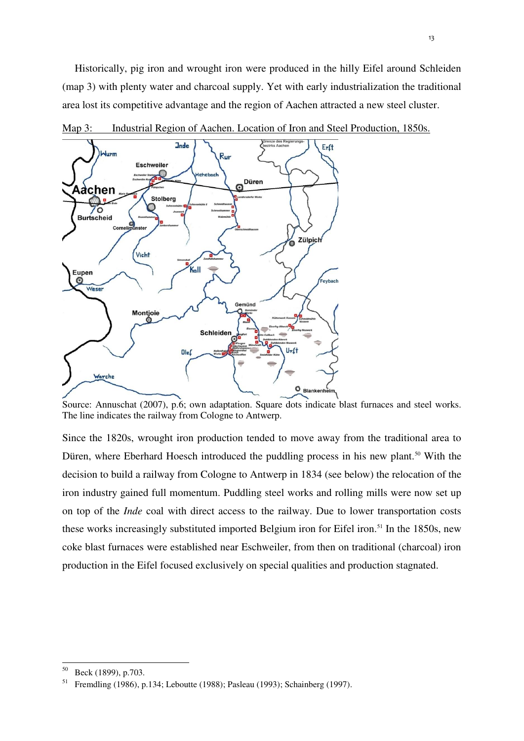Historically, pig iron and wrought iron were produced in the hilly Eifel around Schleiden (map 3) with plenty water and charcoal supply. Yet with early industrialization the traditional area lost its competitive advantage and the region of Aachen attracted a new steel cluster.

Map 3: Industrial Region of Aachen. Location of Iron and Steel Production, 1850s.

Source: Annuschat (2007), p.6; own adaptation. Square dots indicate blast furnaces and steel works. The line indicates the railway from Cologne to Antwerp.

Since the 1820s, wrought iron production tended to move away from the traditional area to Düren, where Eberhard Hoesch introduced the puddling process in his new plant.[50] With the decision to build a railway from Cologne to Antwerp in 1834 (see below) the relocation of the iron industry gained full momentum. Puddling steel works and rolling mills were now set up on top of the *Inde* coal with direct access to the railway. Due to lower transportation costs these works increasingly substituted imported Belgium iron for Eifel iron.[51] In the 1850s, new coke blast furnaces were established near Eschweiler, from then on traditional (charcoal) iron production in the Eifel focused exclusively on special qualities and production stagnated.

---

[50] Beck (1899), p.703.

[51] Fremdling (1986), p.134; Leboutte (1988); Pasleau (1993); Schainberg (1997).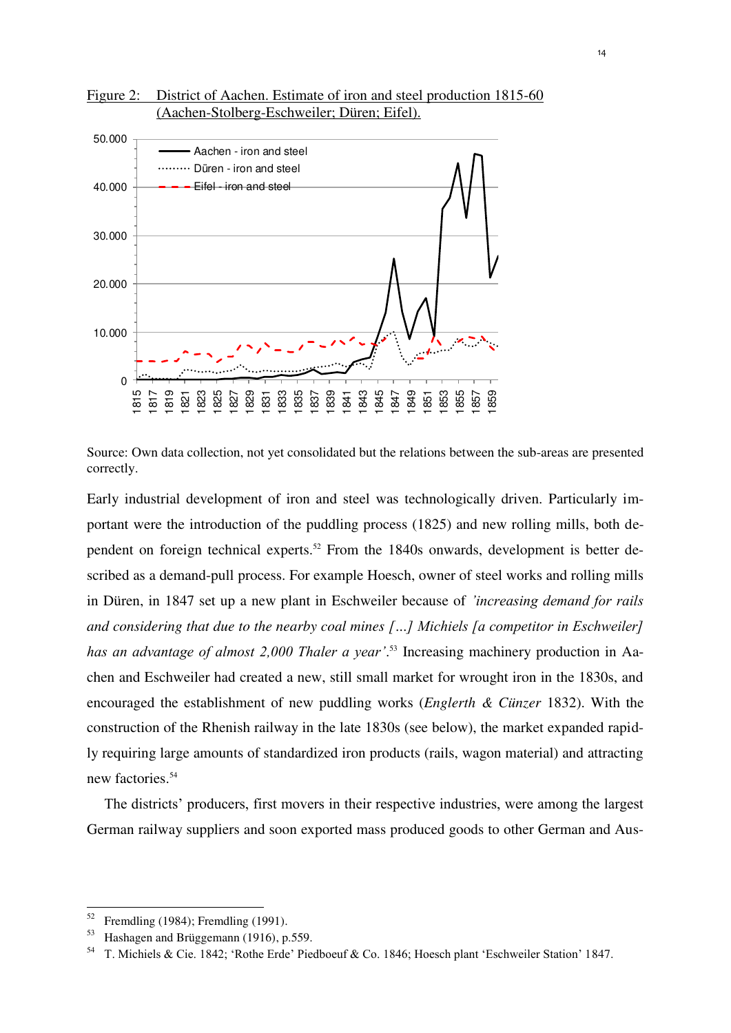Figure 2: District of Aachen. Estimate of iron and steel production 1815-60 (Aachen-Stolberg-Eschweiler; Düren; Eifel).

Source: Own data collection, not yet consolidated but the relations between the sub-areas are presented correctly.

Early industrial development of iron and steel was technologically driven. Particularly important were the introduction of the puddling process (1825) and new rolling mills, both dependent on foreign technical experts.[52] From the 1840s onwards, development is better described as a demand-pull process. For example Hoesch, owner of steel works and rolling mills in Düren, in 1847 set up a new plant in Eschweiler because of *'increasing demand for rails and considering that due to the nearby coal mines [...] Michiels [a competitor in Eschweiler] has an advantage of almost 2,000 Thaler a year'*.[53] Increasing machinery production in Aachen and Eschweiler had created a new, still small market for wrought iron in the 1830s, and encouraged the establishment of new puddling works (*Englerth & Cünzer* 1832). With the construction of the Rhenish railway in the late 1830s (see below), the market expanded rapidly requiring large amounts of standardized iron products (rails, wagon material) and attracting new factories.[54]

The districts' producers, first movers in their respective industries, were among the largest German railway suppliers and soon exported mass produced goods to other German and Aus-

---

[52] Fremdling (1984); Fremdling (1991).

[53] Hashagen and Brüggemann (1916), p.559.

[54] T. Michiels & Cie. 1842; 'Rothe Erde' Piedboeuf & Co. 1846; Hoesch plant 'Eschweiler Station' 1847.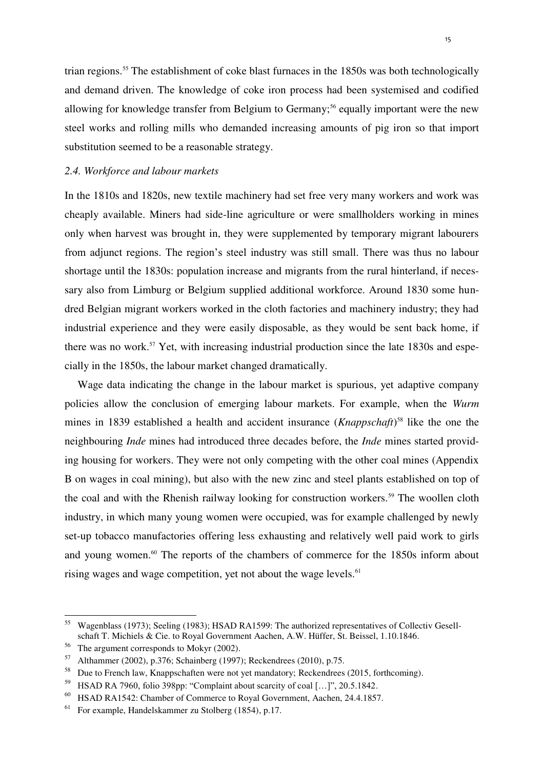trian regions.[55] The establishment of coke blast furnaces in the 1850s was both technologically and demand driven. The knowledge of coke iron process had been systemised and codified allowing for knowledge transfer from Belgium to Germany;[56] equally important were the new steel works and rolling mills who demanded increasing amounts of pig iron so that import substitution seemed to be a reasonable strategy.

### *2.4. Workforce and labour markets*

In the 1810s and 1820s, new textile machinery had set free very many workers and work was cheaply available. Miners had side-line agriculture or were smallholders working in mines only when harvest was brought in, they were supplemented by temporary migrant labourers from adjunct regions. The region's steel industry was still small. There was thus no labour shortage until the 1830s: population increase and migrants from the rural hinterland, if necessary also from Limburg or Belgium supplied additional workforce. Around 1830 some hundred Belgian migrant workers worked in the cloth factories and machinery industry; they had industrial experience and they were easily disposable, as they would be sent back home, if there was no work.[57] Yet, with increasing industrial production since the late 1830s and especially in the 1850s, the labour market changed dramatically.

Wage data indicating the change in the labour market is spurious, yet adaptive company policies allow the conclusion of emerging labour markets. For example, when the *Wurm* mines in 1839 established a health and accident insurance (*Knappschaft*)[58] like the one the neighbouring *Inde* mines had introduced three decades before, the *Inde* mines started providing housing for workers. They were not only competing with the other coal mines (Appendix B on wages in coal mining), but also with the new zinc and steel plants established on top of the coal and with the Rhenish railway looking for construction workers.[59] The woollen cloth industry, in which many young women were occupied, was for example challenged by newly set-up tobacco manufactories offering less exhausting and relatively well paid work to girls and young women.[60] The reports of the chambers of commerce for the 1850s inform about rising wages and wage competition, yet not about the wage levels.[61]

---

[55] Wagenblass (1973); Seeling (1983); HSAD RA1599: The authorized representatives of Collectiv Gesellschaft T. Michiels & Cie. to Royal Government Aachen, A.W. Hüffer, St. Beissel, 1.10.1846.

[56] The argument corresponds to Mokyr (2002).

[57] Althammer (2002), p.376; Schainberg (1997); Reckendrees (2010), p.75.

[58] Due to French law, Knappschaften were not yet mandatory; Reckendrees (2015, forthcoming).

[59] HSAD RA 7960, folio 398pp: "Complaint about scarcity of coal […]", 20.5.1842.

[60] HSAD RA1542: Chamber of Commerce to Royal Government, Aachen, 24.4.1857.

[61] For example, Handelskammer zu Stolberg (1854), p.17.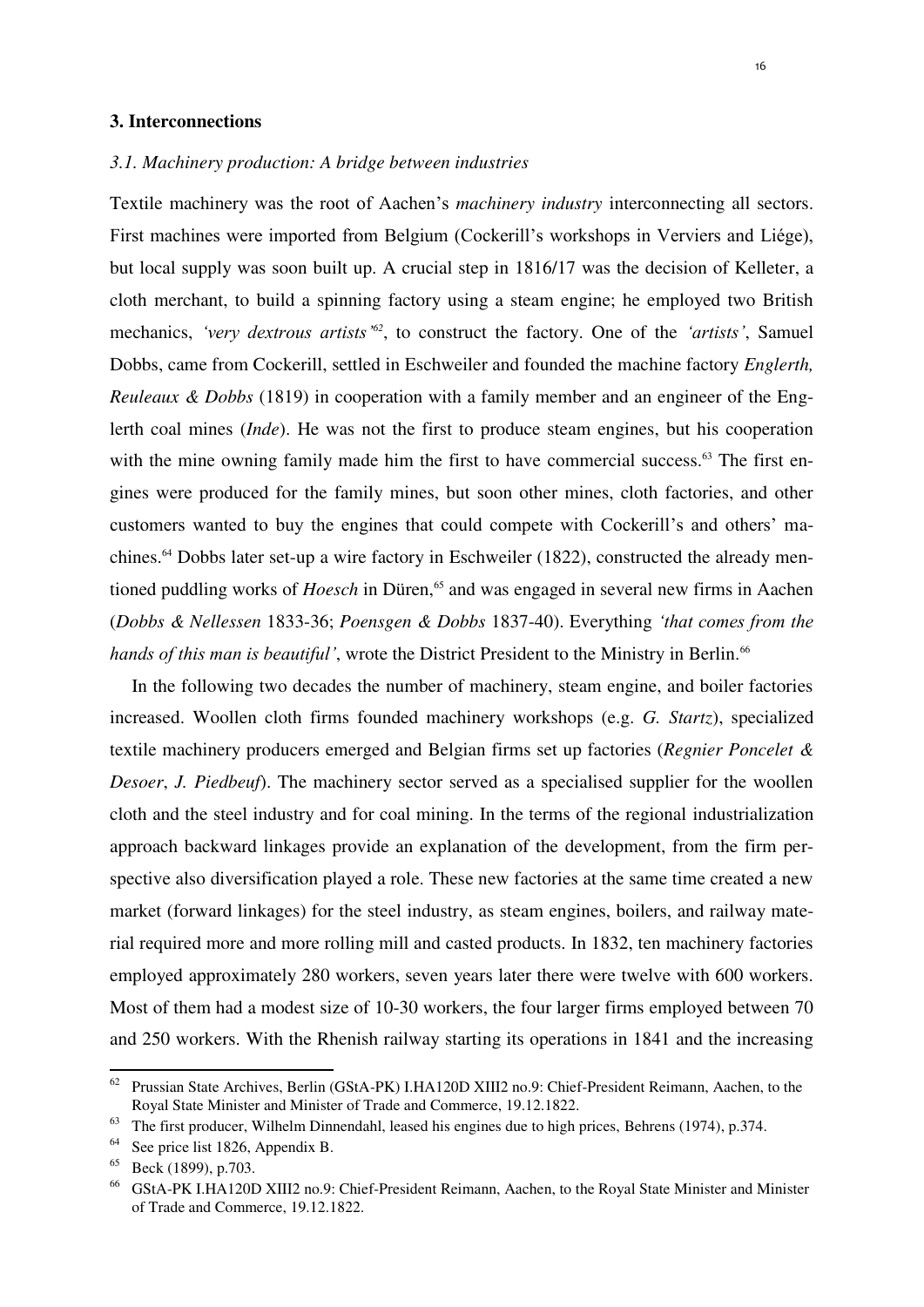## 3. Interconnections

### *3.1. Machinery production: A bridge between industries*

Textile machinery was the root of Aachen's *machinery industry* interconnecting all sectors. First machines were imported from Belgium (Cockerill's workshops in Verviers and Liége), but local supply was soon built up. A crucial step in 1816/17 was the decision of Kelleter, a cloth merchant, to build a spinning factory using a steam engine; he employed two British mechanics, *'very dextrous artists'*[62], to construct the factory. One of the *'artists'*, Samuel Dobbs, came from Cockerill, settled in Eschweiler and founded the machine factory *Englerth, Reuleaux & Dobbs* (1819) in cooperation with a family member and an engineer of the Englerth coal mines (*Inde*). He was not the first to produce steam engines, but his cooperation with the mine owning family made him the first to have commercial success.[63] The first engines were produced for the family mines, but soon other mines, cloth factories, and other customers wanted to buy the engines that could compete with Cockerill's and others' machines.[64] Dobbs later set-up a wire factory in Eschweiler (1822), constructed the already mentioned puddling works of *Hoesch* in Düren,[65] and was engaged in several new firms in Aachen (*Dobbs & Nellessen* 1833-36; *Poensgen & Dobbs* 1837-40). Everything *'that comes from the hands of this man is beautiful'*, wrote the District President to the Ministry in Berlin.[66]

In the following two decades the number of machinery, steam engine, and boiler factories increased. Woollen cloth firms founded machinery workshops (e.g. *G. Startz*), specialized textile machinery producers emerged and Belgian firms set up factories (*Regnier Poncelet & Desoer*, *J. Piedbeuf*). The machinery sector served as a specialised supplier for the woollen cloth and the steel industry and for coal mining. In the terms of the regional industrialization approach backward linkages provide an explanation of the development, from the firm perspective also diversification played a role. These new factories at the same time created a new market (forward linkages) for the steel industry, as steam engines, boilers, and railway material required more and more rolling mill and casted products. In 1832, ten machinery factories employed approximately 280 workers, seven years later there were twelve with 600 workers. Most of them had a modest size of 10-30 workers, the four larger firms employed between 70 and 250 workers. With the Rhenish railway starting its operations in 1841 and the increasing

---

[62] Prussian State Archives, Berlin (GStA-PK) I.HA120D XIII2 no.9: Chief-President Reimann, Aachen, to the Royal State Minister and Minister of Trade and Commerce, 19.12.1822.

[63] The first producer, Wilhelm Dinnendahl, leased his engines due to high prices, Behrens (1974), p.374.

[64] See price list 1826, Appendix B.

[65] Beck (1899), p.703.

[66] GStA-PK I.HA120D XIII2 no.9: Chief-President Reimann, Aachen, to the Royal State Minister and Minister of Trade and Commerce, 19.12.1822.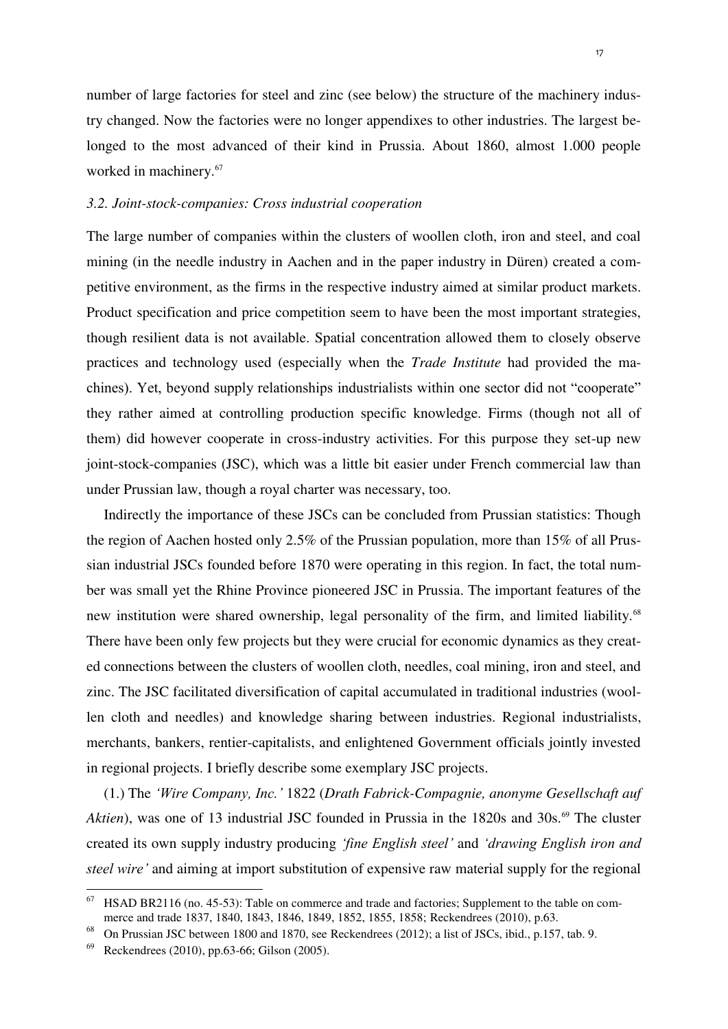number of large factories for steel and zinc (see below) the structure of the machinery industry changed. Now the factories were no longer appendixes to other industries. The largest belonged to the most advanced of their kind in Prussia. About 1860, almost 1.000 people worked in machinery.[67]

### *3.2. Joint-stock-companies: Cross industrial cooperation*

The large number of companies within the clusters of woollen cloth, iron and steel, and coal mining (in the needle industry in Aachen and in the paper industry in Düren) created a competitive environment, as the firms in the respective industry aimed at similar product markets. Product specification and price competition seem to have been the most important strategies, though resilient data is not available. Spatial concentration allowed them to closely observe practices and technology used (especially when the *Trade Institute* had provided the machines). Yet, beyond supply relationships industrialists within one sector did not "cooperate" they rather aimed at controlling production specific knowledge. Firms (though not all of them) did however cooperate in cross-industry activities. For this purpose they set-up new joint-stock-companies (JSC), which was a little bit easier under French commercial law than under Prussian law, though a royal charter was necessary, too.

Indirectly the importance of these JSCs can be concluded from Prussian statistics: Though the region of Aachen hosted only 2.5% of the Prussian population, more than 15% of all Prussian industrial JSCs founded before 1870 were operating in this region. In fact, the total number was small yet the Rhine Province pioneered JSC in Prussia. The important features of the new institution were shared ownership, legal personality of the firm, and limited liability.[68] There have been only few projects but they were crucial for economic dynamics as they created connections between the clusters of woollen cloth, needles, coal mining, iron and steel, and zinc. The JSC facilitated diversification of capital accumulated in traditional industries (woollen cloth and needles) and knowledge sharing between industries. Regional industrialists, merchants, bankers, rentier-capitalists, and enlightened Government officials jointly invested in regional projects. I briefly describe some exemplary JSC projects.

(1.) The *'Wire Company, Inc.'* 1822 (*Drath Fabrick-Compagnie, anonyme Gesellschaft auf Aktien*), was one of 13 industrial JSC founded in Prussia in the 1820s and 30s.[69] The cluster created its own supply industry producing *'fine English steel'* and *'drawing English iron and steel wire'* and aiming at import substitution of expensive raw material supply for the regional

---

[67] HSAD BR2116 (no. 45-53): Table on commerce and trade and factories; Supplement to the table on commerce and trade 1837, 1840, 1843, 1846, 1849, 1852, 1855, 1858; Reckendrees (2010), p.63.

[68] On Prussian JSC between 1800 and 1870, see Reckendrees (2012); a list of JSCs, ibid., p.157, tab. 9.

[69] Reckendrees (2010), pp.63-66; Gilson (2005).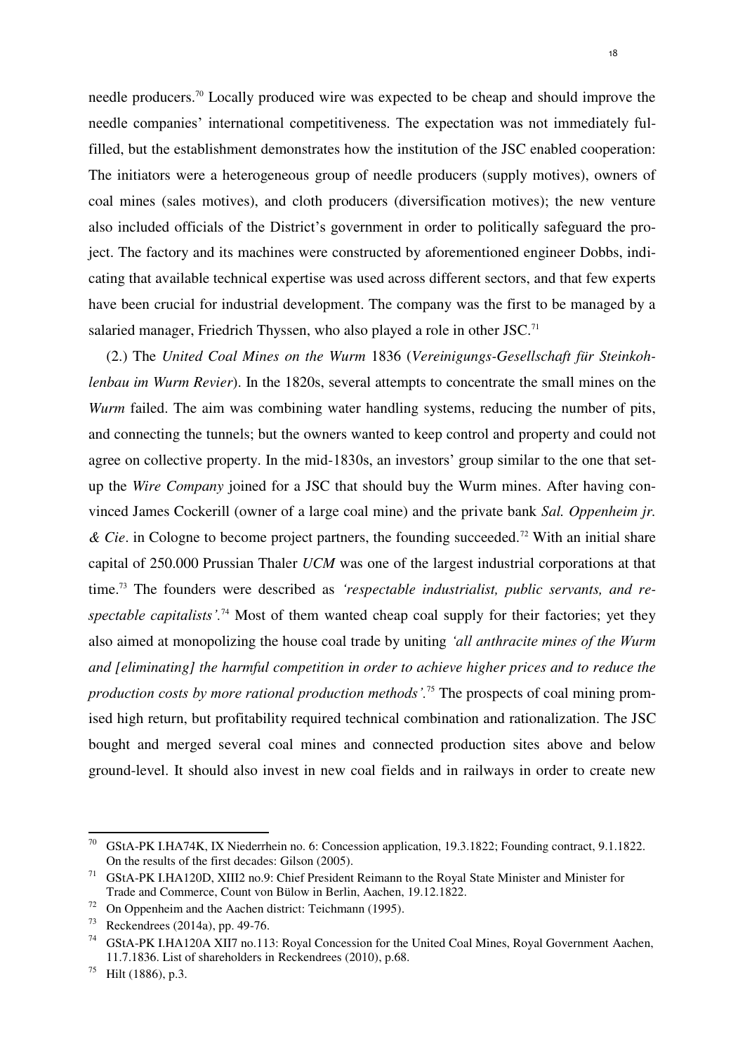needle producers.[70] Locally produced wire was expected to be cheap and should improve the needle companies' international competitiveness. The expectation was not immediately fulfilled, but the establishment demonstrates how the institution of the JSC enabled cooperation: The initiators were a heterogeneous group of needle producers (supply motives), owners of coal mines (sales motives), and cloth producers (diversification motives); the new venture also included officials of the District's government in order to politically safeguard the project. The factory and its machines were constructed by aforementioned engineer Dobbs, indicating that available technical expertise was used across different sectors, and that few experts have been crucial for industrial development. The company was the first to be managed by a salaried manager, Friedrich Thyssen, who also played a role in other JSC.[71]

(2.) The *United Coal Mines on the Wurm* 1836 (*Vereinigungs-Gesellschaft für Steinkohlenbau im Wurm Revier*). In the 1820s, several attempts to concentrate the small mines on the *Wurm* failed. The aim was combining water handling systems, reducing the number of pits, and connecting the tunnels; but the owners wanted to keep control and property and could not agree on collective property. In the mid-1830s, an investors' group similar to the one that set-up the *Wire Company* joined for a JSC that should buy the Wurm mines. After having convinced James Cockerill (owner of a large coal mine) and the private bank *Sal. Oppenheim jr. & Cie*. in Cologne to become project partners, the founding succeeded.[72] With an initial share capital of 250.000 Prussian Thaler *UCM* was one of the largest industrial corporations at that time.[73] The founders were described as *'respectable industrialist, public servants, and respectable capitalists'*.[74] Most of them wanted cheap coal supply for their factories; yet they also aimed at monopolizing the house coal trade by uniting *'all anthracite mines of the Wurm and [eliminating] the harmful competition in order to achieve higher prices and to reduce the production costs by more rational production methods'*.[75] The prospects of coal mining promised high return, but profitability required technical combination and rationalization. The JSC bought and merged several coal mines and connected production sites above and below ground-level. It should also invest in new coal fields and in railways in order to create new

---

[70] GStA-PK I.HA74K, IX Niederrhein no. 6: Concession application, 19.3.1822; Founding contract, 9.1.1822. On the results of the first decades: Gilson (2005).

[71] GStA-PK I.HA120D, XIII2 no.9: Chief President Reimann to the Royal State Minister and Minister for Trade and Commerce, Count von Bülow in Berlin, Aachen, 19.12.1822.

[72] On Oppenheim and the Aachen district: Teichmann (1995).

[73] Reckendrees (2014a), pp. 49-76.

[74] GStA-PK I.HA120A XII7 no.113: Royal Concession for the United Coal Mines, Royal Government Aachen, 11.7.1836. List of shareholders in Reckendrees (2010), p.68.

[75] Hilt (1886), p.3.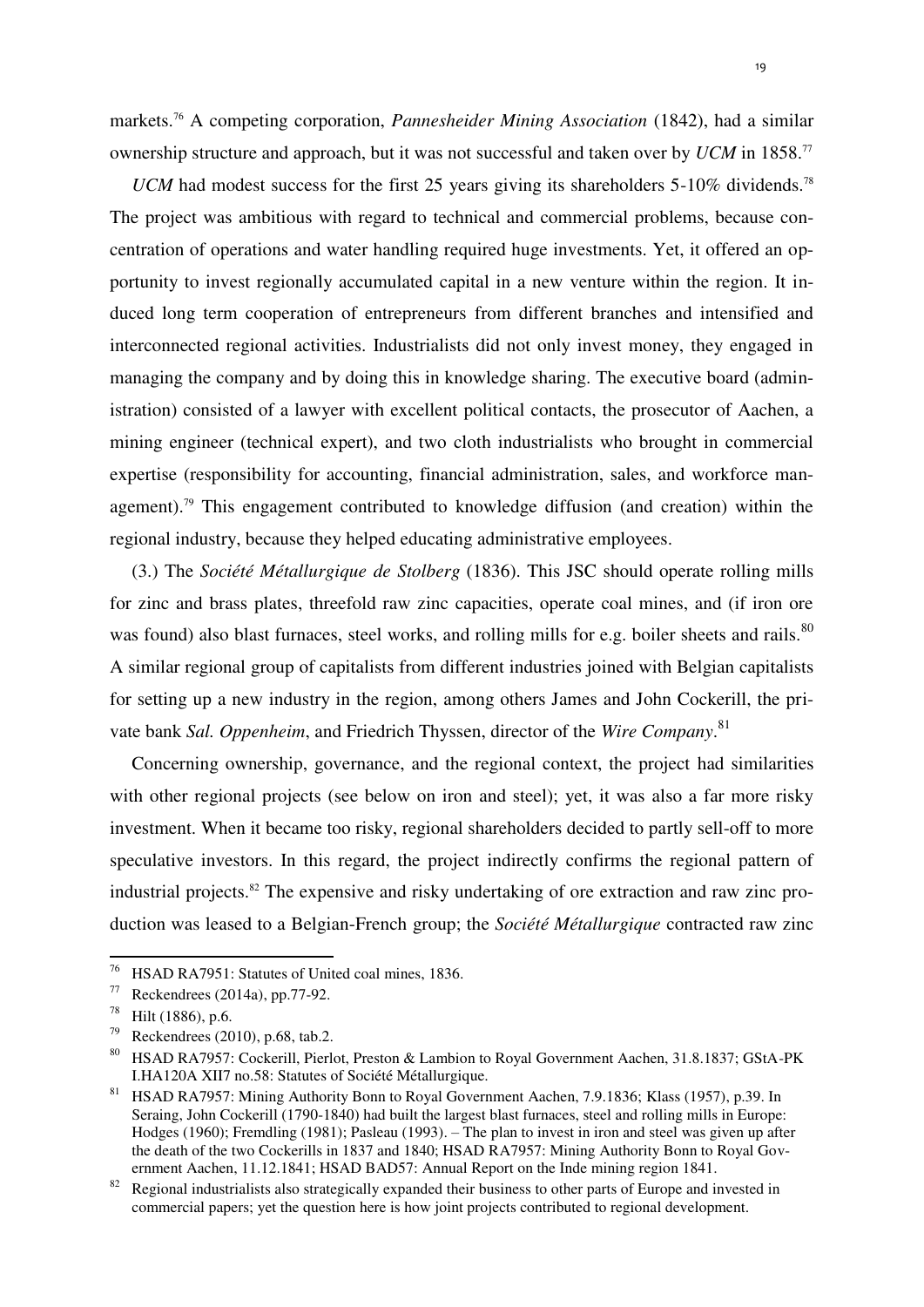markets.[76] A competing corporation, *Pannesheider Mining Association* (1842), had a similar ownership structure and approach, but it was not successful and taken over by *UCM* in 1858.[77]

*UCM* had modest success for the first 25 years giving its shareholders 5-10% dividends.[78] The project was ambitious with regard to technical and commercial problems, because concentration of operations and water handling required huge investments. Yet, it offered an opportunity to invest regionally accumulated capital in a new venture within the region. It induced long term cooperation of entrepreneurs from different branches and intensified and interconnected regional activities. Industrialists did not only invest money, they engaged in managing the company and by doing this in knowledge sharing. The executive board (administration) consisted of a lawyer with excellent political contacts, the prosecutor of Aachen, a mining engineer (technical expert), and two cloth industrialists who brought in commercial expertise (responsibility for accounting, financial administration, sales, and workforce management).[79] This engagement contributed to knowledge diffusion (and creation) within the regional industry, because they helped educating administrative employees.

(3.) The *Société Métallurgique de Stolberg* (1836). This JSC should operate rolling mills for zinc and brass plates, threefold raw zinc capacities, operate coal mines, and (if iron ore was found) also blast furnaces, steel works, and rolling mills for e.g. boiler sheets and rails.[80] A similar regional group of capitalists from different industries joined with Belgian capitalists for setting up a new industry in the region, among others James and John Cockerill, the private bank *Sal. Oppenheim*, and Friedrich Thyssen, director of the *Wire Company*.[81]

Concerning ownership, governance, and the regional context, the project had similarities with other regional projects (see below on iron and steel); yet, it was also a far more risky investment. When it became too risky, regional shareholders decided to partly sell-off to more speculative investors. In this regard, the project indirectly confirms the regional pattern of industrial projects.[82] The expensive and risky undertaking of ore extraction and raw zinc production was leased to a Belgian-French group; the *Société Métallurgique* contracted raw zinc

---

[76] HSAD RA7951: Statutes of United coal mines, 1836.

[77] Reckendrees (2014a), pp.77-92.

[78] Hilt (1886), p.6.

[79] Reckendrees (2010), p.68, tab.2.

[80] HSAD RA7957: Cockerill, Pierlot, Preston & Lambion to Royal Government Aachen, 31.8.1837; GStA-PK I.HA120A XII7 no.58: Statutes of Société Métallurgique.

[81] HSAD RA7957: Mining Authority Bonn to Royal Government Aachen, 7.9.1836; Klass (1957), p.39. In Seraing, John Cockerill (1790-1840) had built the largest blast furnaces, steel and rolling mills in Europe: Hodges (1960); Fremdling (1981); Pasleau (1993). – The plan to invest in iron and steel was given up after the death of the two Cockerills in 1837 and 1840; HSAD RA7957: Mining Authority Bonn to Royal Government Aachen, 11.12.1841; HSAD BAD57: Annual Report on the Inde mining region 1841.

[82] Regional industrialists also strategically expanded their business to other parts of Europe and invested in commercial papers; yet the question here is how joint projects contributed to regional development.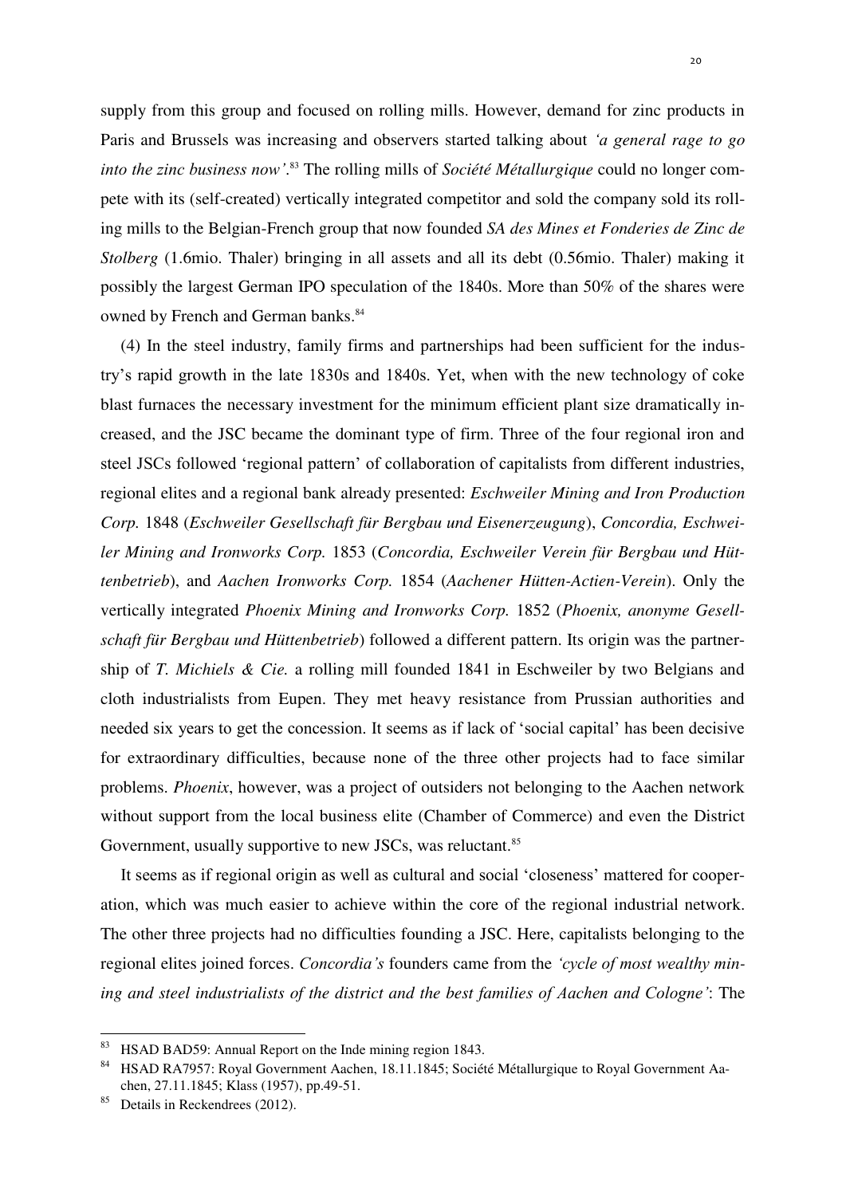supply from this group and focused on rolling mills. However, demand for zinc products in Paris and Brussels was increasing and observers started talking about *'a general rage to go into the zinc business now'*.[83] The rolling mills of *Société Métallurgique* could no longer compete with its (self-created) vertically integrated competitor and sold the company sold its rolling mills to the Belgian-French group that now founded *SA des Mines et Fonderies de Zinc de Stolberg* (1.6mio. Thaler) bringing in all assets and all its debt (0.56mio. Thaler) making it possibly the largest German IPO speculation of the 1840s. More than 50% of the shares were owned by French and German banks.[84]

(4) In the steel industry, family firms and partnerships had been sufficient for the industry's rapid growth in the late 1830s and 1840s. Yet, when with the new technology of coke blast furnaces the necessary investment for the minimum efficient plant size dramatically increased, and the JSC became the dominant type of firm. Three of the four regional iron and steel JSCs followed 'regional pattern' of collaboration of capitalists from different industries, regional elites and a regional bank already presented: *Eschweiler Mining and Iron Production Corp.* 1848 (*Eschweiler Gesellschaft für Bergbau und Eisenerzeugung*), *Concordia, Eschweiler Mining and Ironworks Corp.* 1853 (*Concordia, Eschweiler Verein für Bergbau und Hüttenbetrieb*), and *Aachen Ironworks Corp.* 1854 (*Aachener Hütten-Actien-Verein*). Only the vertically integrated *Phoenix Mining and Ironworks Corp.* 1852 (*Phoenix, anonyme Gesellschaft für Bergbau und Hüttenbetrieb*) followed a different pattern. Its origin was the partnership of *T. Michiels & Cie.* a rolling mill founded 1841 in Eschweiler by two Belgians and cloth industrialists from Eupen. They met heavy resistance from Prussian authorities and needed six years to get the concession. It seems as if lack of 'social capital' has been decisive for extraordinary difficulties, because none of the three other projects had to face similar problems. *Phoenix*, however, was a project of outsiders not belonging to the Aachen network without support from the local business elite (Chamber of Commerce) and even the District Government, usually supportive to new JSCs, was reluctant.[85]

It seems as if regional origin as well as cultural and social 'closeness' mattered for cooperation, which was much easier to achieve within the core of the regional industrial network. The other three projects had no difficulties founding a JSC. Here, capitalists belonging to the regional elites joined forces. *Concordia's* founders came from the *'cycle of most wealthy mining and steel industrialists of the district and the best families of Aachen and Cologne'*: The

---

[83] HSAD BAD59: Annual Report on the Inde mining region 1843.

[84] HSAD RA7957: Royal Government Aachen, 18.11.1845; Société Métallurgique to Royal Government Aachen, 27.11.1845; Klass (1957), pp.49-51.

[85] Details in Reckendrees (2012).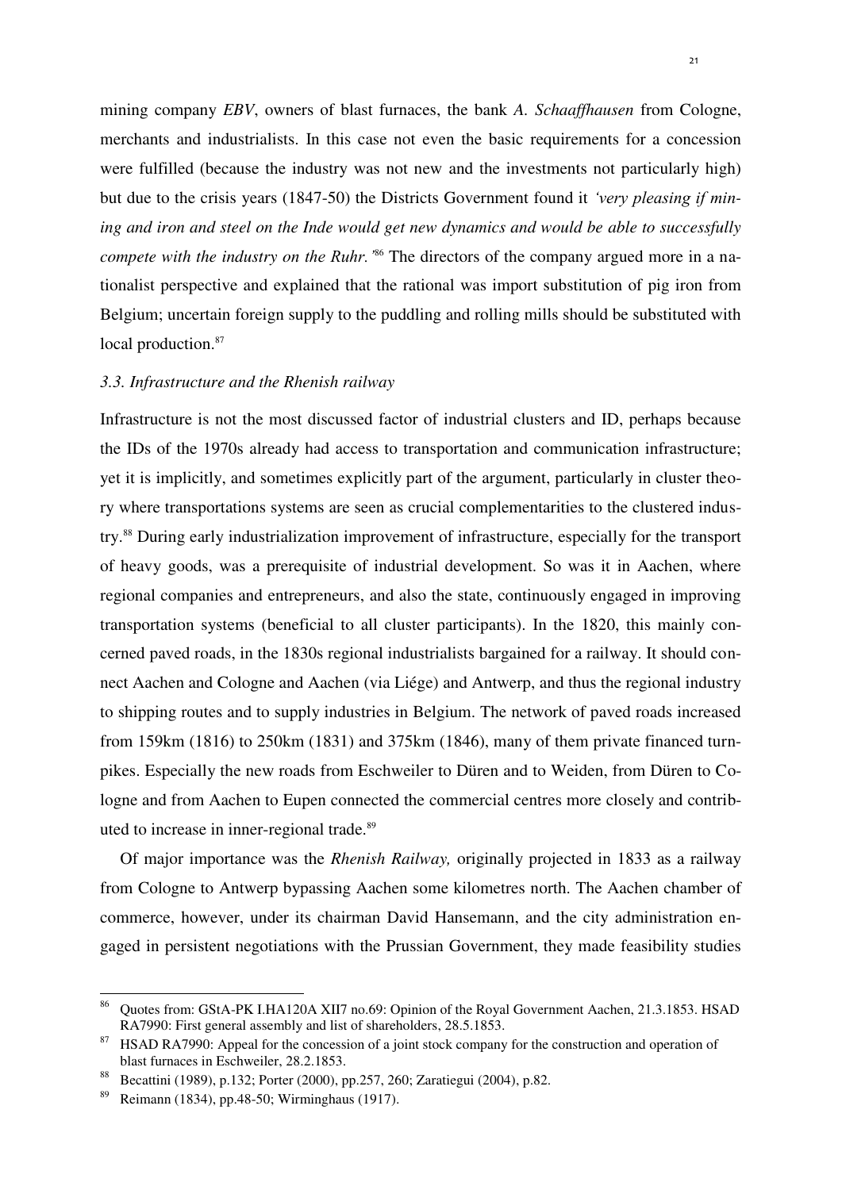mining company *EBV*, owners of blast furnaces, the bank *A. Schaaffhausen* from Cologne, merchants and industrialists. In this case not even the basic requirements for a concession were fulfilled (because the industry was not new and the investments not particularly high) but due to the crisis years (1847-50) the Districts Government found it *'very pleasing if mining and iron and steel on the Inde would get new dynamics and would be able to successfully compete with the industry on the Ruhr.'*[86] The directors of the company argued more in a nationalist perspective and explained that the rational was import substitution of pig iron from Belgium; uncertain foreign supply to the puddling and rolling mills should be substituted with local production.[87]

### *3.3. Infrastructure and the Rhenish railway*

Infrastructure is not the most discussed factor of industrial clusters and ID, perhaps because the IDs of the 1970s already had access to transportation and communication infrastructure; yet it is implicitly, and sometimes explicitly part of the argument, particularly in cluster theory where transportations systems are seen as crucial complementarities to the clustered industry.[88] During early industrialization improvement of infrastructure, especially for the transport of heavy goods, was a prerequisite of industrial development. So was it in Aachen, where regional companies and entrepreneurs, and also the state, continuously engaged in improving transportation systems (beneficial to all cluster participants). In the 1820, this mainly concerned paved roads, in the 1830s regional industrialists bargained for a railway. It should connect Aachen and Cologne and Aachen (via Liége) and Antwerp, and thus the regional industry to shipping routes and to supply industries in Belgium. The network of paved roads increased from 159km (1816) to 250km (1831) and 375km (1846), many of them private financed turnpikes. Especially the new roads from Eschweiler to Düren and to Weiden, from Düren to Cologne and from Aachen to Eupen connected the commercial centres more closely and contributed to increase in inner-regional trade.[89]

Of major importance was the *Rhenish Railway,* originally projected in 1833 as a railway from Cologne to Antwerp bypassing Aachen some kilometres north. The Aachen chamber of commerce, however, under its chairman David Hansemann, and the city administration engaged in persistent negotiations with the Prussian Government, they made feasibility studies

---

[86] Quotes from: GStA-PK I.HA120A XII7 no.69: Opinion of the Royal Government Aachen, 21.3.1853. HSAD RA7990: First general assembly and list of shareholders, 28.5.1853.

[87] HSAD RA7990: Appeal for the concession of a joint stock company for the construction and operation of blast furnaces in Eschweiler, 28.2.1853.

[88] Becattini (1989), p.132; Porter (2000), pp.257, 260; Zaratiegui (2004), p.82.

[89] Reimann (1834), pp.48-50; Wirminghaus (1917).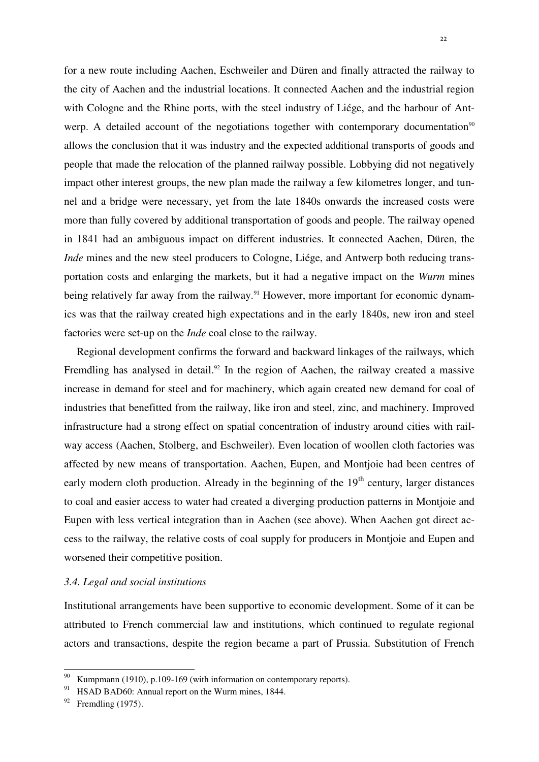for a new route including Aachen, Eschweiler and Düren and finally attracted the railway to the city of Aachen and the industrial locations. It connected Aachen and the industrial region with Cologne and the Rhine ports, with the steel industry of Liége, and the harbour of Antwerp. A detailed account of the negotiations together with contemporary documentation[90] allows the conclusion that it was industry and the expected additional transports of goods and people that made the relocation of the planned railway possible. Lobbying did not negatively impact other interest groups, the new plan made the railway a few kilometres longer, and tunnel and a bridge were necessary, yet from the late 1840s onwards the increased costs were more than fully covered by additional transportation of goods and people. The railway opened in 1841 had an ambiguous impact on different industries. It connected Aachen, Düren, the *Inde* mines and the new steel producers to Cologne, Liége, and Antwerp both reducing transportation costs and enlarging the markets, but it had a negative impact on the *Wurm* mines being relatively far away from the railway.[91] However, more important for economic dynamics was that the railway created high expectations and in the early 1840s, new iron and steel factories were set-up on the *Inde* coal close to the railway.

Regional development confirms the forward and backward linkages of the railways, which Fremdling has analysed in detail.[92] In the region of Aachen, the railway created a massive increase in demand for steel and for machinery, which again created new demand for coal of industries that benefitted from the railway, like iron and steel, zinc, and machinery. Improved infrastructure had a strong effect on spatial concentration of industry around cities with railway access (Aachen, Stolberg, and Eschweiler). Even location of woollen cloth factories was affected by new means of transportation. Aachen, Eupen, and Montjoie had been centres of early modern cloth production. Already in the beginning of the 19th century, larger distances to coal and easier access to water had created a diverging production patterns in Montjoie and Eupen with less vertical integration than in Aachen (see above). When Aachen got direct access to the railway, the relative costs of coal supply for producers in Montjoie and Eupen and worsened their competitive position.

### *3.4. Legal and social institutions*

Institutional arrangements have been supportive to economic development. Some of it can be attributed to French commercial law and institutions, which continued to regulate regional actors and transactions, despite the region became a part of Prussia. Substitution of French

---

[90] Kumpmann (1910), p.109-169 (with information on contemporary reports).

[91] HSAD BAD60: Annual report on the Wurm mines, 1844.

[92] Fremdling (1975).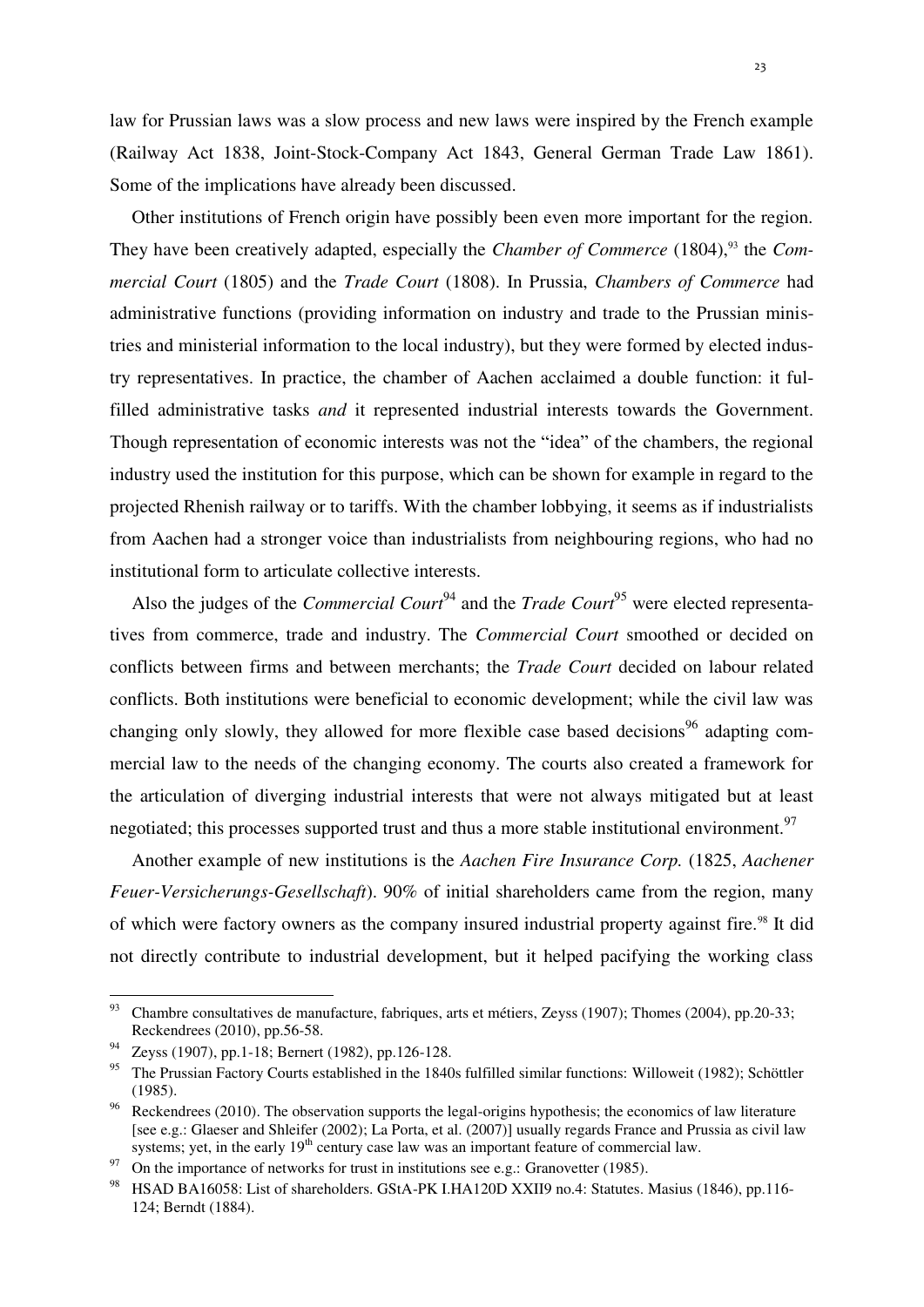law for Prussian laws was a slow process and new laws were inspired by the French example (Railway Act 1838, Joint-Stock-Company Act 1843, General German Trade Law 1861). Some of the implications have already been discussed.

Other institutions of French origin have possibly been even more important for the region. They have been creatively adapted, especially the *Chamber of Commerce* (1804),[93] the *Commercial Court* (1805) and the *Trade Court* (1808). In Prussia, *Chambers of Commerce* had administrative functions (providing information on industry and trade to the Prussian ministries and ministerial information to the local industry), but they were formed by elected industry representatives. In practice, the chamber of Aachen acclaimed a double function: it fulfilled administrative tasks *and* it represented industrial interests towards the Government. Though representation of economic interests was not the "idea" of the chambers, the regional industry used the institution for this purpose, which can be shown for example in regard to the projected Rhenish railway or to tariffs. With the chamber lobbying, it seems as if industrialists from Aachen had a stronger voice than industrialists from neighbouring regions, who had no institutional form to articulate collective interests.

Also the judges of the *Commercial Court*[94] and the *Trade Court*[95] were elected representatives from commerce, trade and industry. The *Commercial Court* smoothed or decided on conflicts between firms and between merchants; the *Trade Court* decided on labour related conflicts. Both institutions were beneficial to economic development; while the civil law was changing only slowly, they allowed for more flexible case based decisions[96] adapting commercial law to the needs of the changing economy. The courts also created a framework for the articulation of diverging industrial interests that were not always mitigated but at least negotiated; this processes supported trust and thus a more stable institutional environment.[97]

Another example of new institutions is the *Aachen Fire Insurance Corp.* (1825, *Aachener Feuer-Versicherungs-Gesellschaft*). 90% of initial shareholders came from the region, many of which were factory owners as the company insured industrial property against fire.[98] It did not directly contribute to industrial development, but it helped pacifying the working class

---

[93] Chambre consultatives de manufacture, fabriques, arts et métiers, Zeyss (1907); Thomes (2004), pp.20-33; Reckendrees (2010), pp.56-58.

[94] Zeyss (1907), pp.1-18; Bernert (1982), pp.126-128.

[95] The Prussian Factory Courts established in the 1840s fulfilled similar functions: Willoweit (1982); Schöttler (1985).

[96] Reckendrees (2010). The observation supports the legal-origins hypothesis; the economics of law literature [see e.g.: Glaeser and Shleifer (2002); La Porta, et al. (2007)] usually regards France and Prussia as civil law systems; yet, in the early 19th century case law was an important feature of commercial law.

[97] On the importance of networks for trust in institutions see e.g.: Granovetter (1985).

[98] HSAD BA16058: List of shareholders. GStA-PK I.HA120D XXII9 no.4: Statutes. Masius (1846), pp.116-124; Berndt (1884).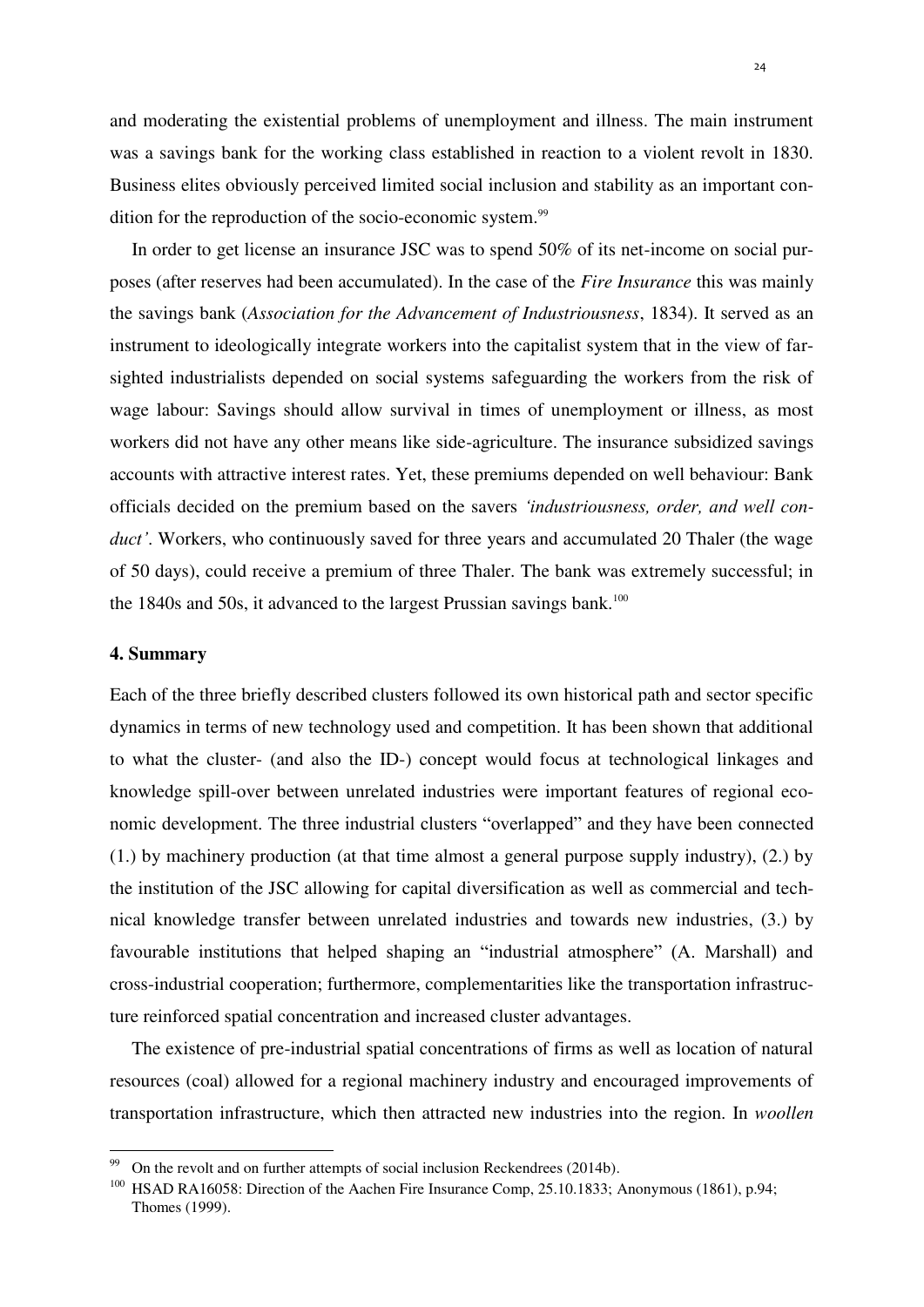and moderating the existential problems of unemployment and illness. The main instrument was a savings bank for the working class established in reaction to a violent revolt in 1830. Business elites obviously perceived limited social inclusion and stability as an important condition for the reproduction of the socio-economic system.[99]

In order to get license an insurance JSC was to spend 50% of its net-income on social purposes (after reserves had been accumulated). In the case of the *Fire Insurance* this was mainly the savings bank (*Association for the Advancement of Industriousness*, 1834). It served as an instrument to ideologically integrate workers into the capitalist system that in the view of far-sighted industrialists depended on social systems safeguarding the workers from the risk of wage labour: Savings should allow survival in times of unemployment or illness, as most workers did not have any other means like side-agriculture. The insurance subsidized savings accounts with attractive interest rates. Yet, these premiums depended on well behaviour: Bank officials decided on the premium based on the savers *'industriousness, order, and well conduct'*. Workers, who continuously saved for three years and accumulated 20 Thaler (the wage of 50 days), could receive a premium of three Thaler. The bank was extremely successful; in the 1840s and 50s, it advanced to the largest Prussian savings bank.[100]

## 4. Summary

Each of the three briefly described clusters followed its own historical path and sector specific dynamics in terms of new technology used and competition. It has been shown that additional to what the cluster- (and also the ID-) concept would focus at technological linkages and knowledge spill-over between unrelated industries were important features of regional economic development. The three industrial clusters "overlapped" and they have been connected (1.) by machinery production (at that time almost a general purpose supply industry), (2.) by the institution of the JSC allowing for capital diversification as well as commercial and technical knowledge transfer between unrelated industries and towards new industries, (3.) by favourable institutions that helped shaping an "industrial atmosphere" (A. Marshall) and cross-industrial cooperation; furthermore, complementarities like the transportation infrastructure reinforced spatial concentration and increased cluster advantages.

The existence of pre-industrial spatial concentrations of firms as well as location of natural resources (coal) allowed for a regional machinery industry and encouraged improvements of transportation infrastructure, which then attracted new industries into the region. In *woollen*

---

[99] On the revolt and on further attempts of social inclusion Reckendrees (2014b).

[100] HSAD RA16058: Direction of the Aachen Fire Insurance Comp, 25.10.1833; Anonymous (1861), p.94; Thomes (1999).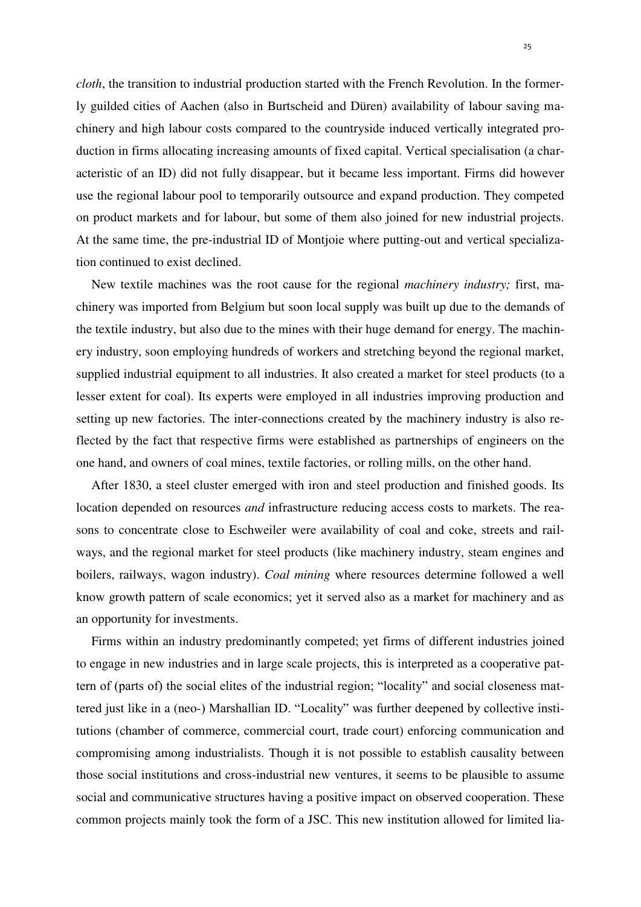*cloth*, the transition to industrial production started with the French Revolution. In the formerly guilded cities of Aachen (also in Burtscheid and Düren) availability of labour saving machinery and high labour costs compared to the countryside induced vertically integrated production in firms allocating increasing amounts of fixed capital. Vertical specialisation (a characteristic of an ID) did not fully disappear, but it became less important. Firms did however use the regional labour pool to temporarily outsource and expand production. They competed on product markets and for labour, but some of them also joined for new industrial projects. At the same time, the pre-industrial ID of Montjoie where putting-out and vertical specialization continued to exist declined.

New textile machines was the root cause for the regional *machinery industry;* first, machinery was imported from Belgium but soon local supply was built up due to the demands of the textile industry, but also due to the mines with their huge demand for energy. The machinery industry, soon employing hundreds of workers and stretching beyond the regional market, supplied industrial equipment to all industries. It also created a market for steel products (to a lesser extent for coal). Its experts were employed in all industries improving production and setting up new factories. The inter-connections created by the machinery industry is also reflected by the fact that respective firms were established as partnerships of engineers on the one hand, and owners of coal mines, textile factories, or rolling mills, on the other hand.

After 1830, a steel cluster emerged with iron and steel production and finished goods. Its location depended on resources *and* infrastructure reducing access costs to markets. The reasons to concentrate close to Eschweiler were availability of coal and coke, streets and railways, and the regional market for steel products (like machinery industry, steam engines and boilers, railways, wagon industry). *Coal mining* where resources determine followed a well know growth pattern of scale economics; yet it served also as a market for machinery and as an opportunity for investments.

Firms within an industry predominantly competed; yet firms of different industries joined to engage in new industries and in large scale projects, this is interpreted as a cooperative pattern of (parts of) the social elites of the industrial region; "locality" and social closeness mattered just like in a (neo-) Marshallian ID. "Locality" was further deepened by collective institutions (chamber of commerce, commercial court, trade court) enforcing communication and compromising among industrialists. Though it is not possible to establish causality between those social institutions and cross-industrial new ventures, it seems to be plausible to assume social and communicative structures having a positive impact on observed cooperation. These common projects mainly took the form of a JSC. This new institution allowed for limited lia-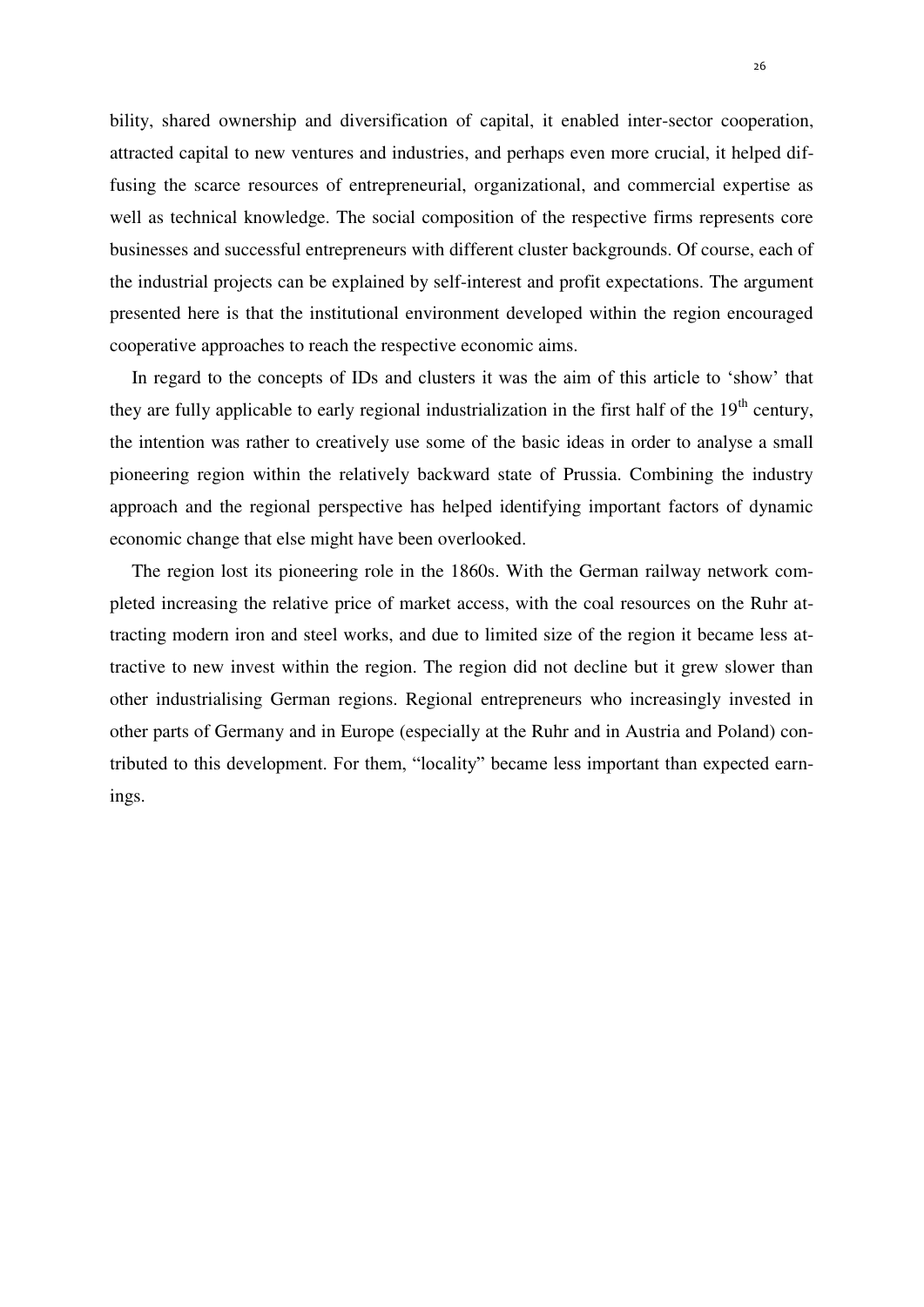bility, shared ownership and diversification of capital, it enabled inter-sector cooperation, attracted capital to new ventures and industries, and perhaps even more crucial, it helped diffusing the scarce resources of entrepreneurial, organizational, and commercial expertise as well as technical knowledge. The social composition of the respective firms represents core businesses and successful entrepreneurs with different cluster backgrounds. Of course, each of the industrial projects can be explained by self-interest and profit expectations. The argument presented here is that the institutional environment developed within the region encouraged cooperative approaches to reach the respective economic aims.

In regard to the concepts of IDs and clusters it was the aim of this article to 'show' that they are fully applicable to early regional industrialization in the first half of the 19th century, the intention was rather to creatively use some of the basic ideas in order to analyse a small pioneering region within the relatively backward state of Prussia. Combining the industry approach and the regional perspective has helped identifying important factors of dynamic economic change that else might have been overlooked.

The region lost its pioneering role in the 1860s. With the German railway network completed increasing the relative price of market access, with the coal resources on the Ruhr attracting modern iron and steel works, and due to limited size of the region it became less attractive to new invest within the region. The region did not decline but it grew slower than other industrialising German regions. Regional entrepreneurs who increasingly invested in other parts of Germany and in Europe (especially at the Ruhr and in Austria and Poland) contributed to this development. For them, "locality" became less important than expected earnings.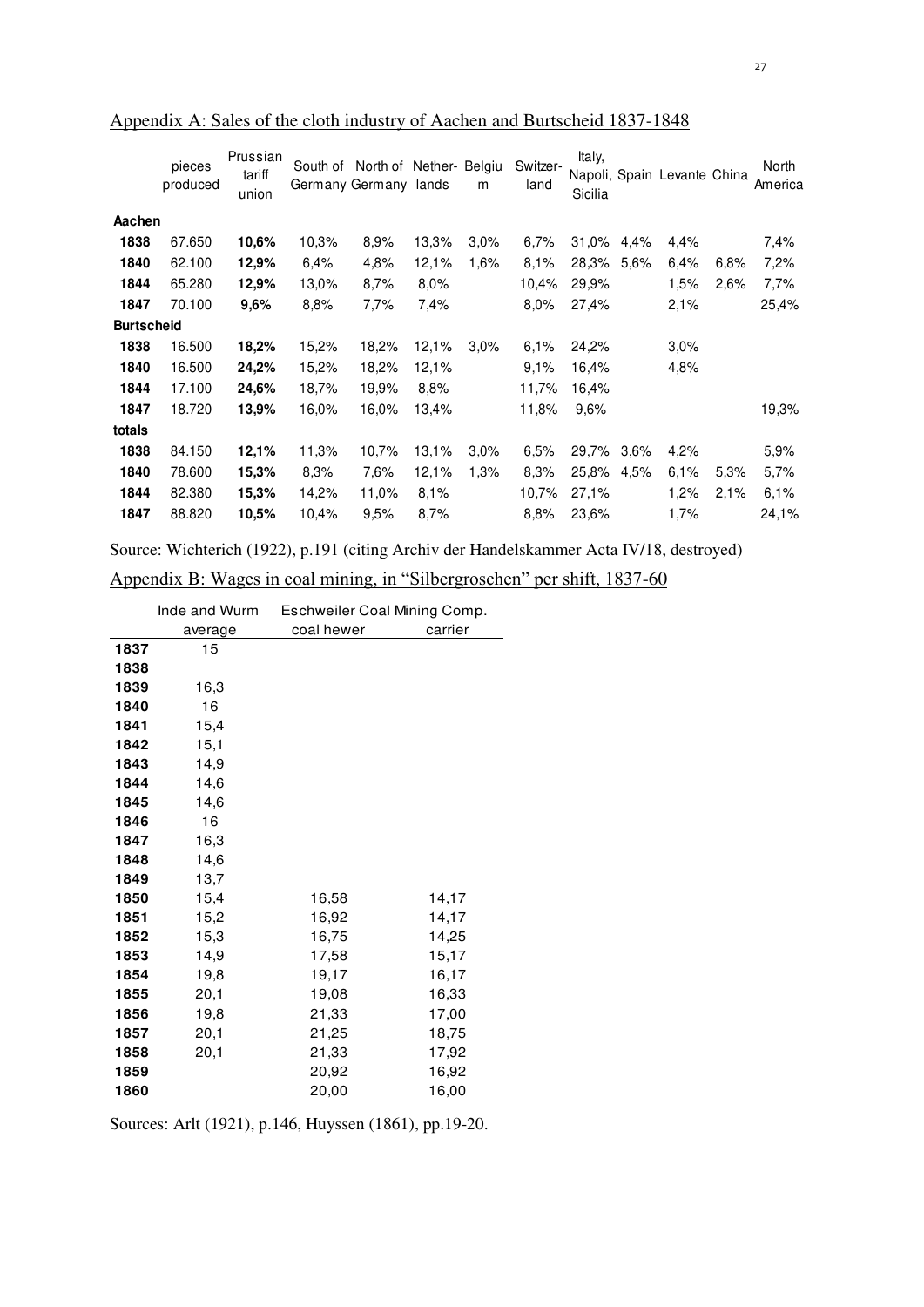## Appendix A: Sales of the cloth industry of Aachen and Burtscheid 1837-1848

| | pieces produced | Prussian tariff union | South of Germany | North of Germany | Nether-lands | Belgium | Switzer-land | Italy, Napoli, Sicilia | Spain | Levante | China | North America |
|---|---|---|---|---|---|---|---|---|---|---|---|---|
| **Aachen** | | | | | | | | | | | | |
| **1838** | 67.650 | **10,6%** | 10,3% | 8,9% | 13,3% | 3,0% | 6,7% | 31,0% | 4,4% | 4,4% | | 7,4% |
| **1840** | 62.100 | **12,9%** | 6,4% | 4,8% | 12,1% | 1,6% | 8,1% | 28,3% | 5,6% | 6,4% | 6,8% | 7,2% |
| **1844** | 65.280 | **12,9%** | 13,0% | 8,7% | 8,0% | | 10,4% | 29,9% | | 1,5% | 2,6% | 7,7% |
| **1847** | 70.100 | **9,6%** | 8,8% | 7,7% | 7,4% | | 8,0% | 27,4% | | 2,1% | | 25,4% |
| **Burtscheid** | | | | | | | | | | | | |
| **1838** | 16.500 | **18,2%** | 15,2% | 18,2% | 12,1% | 3,0% | 6,1% | 24,2% | | 3,0% | | |
| **1840** | 16.500 | **24,2%** | 15,2% | 18,2% | 12,1% | | 9,1% | 16,4% | | 4,8% | | |
| **1844** | 17.100 | **24,6%** | 18,7% | 19,9% | 8,8% | | 11,7% | 16,4% | | | | |
| **1847** | 18.720 | **13,9%** | 16,0% | 16,0% | 13,4% | | 11,8% | 9,6% | | | | 19,3% |
| **totals** | | | | | | | | | | | | |
| **1838** | 84.150 | **12,1%** | 11,3% | 10,7% | 13,1% | 3,0% | 6,5% | 29,7% | 3,6% | 4,2% | | 5,9% |
| **1840** | 78.600 | **15,3%** | 8,3% | 7,6% | 12,1% | 1,3% | 8,3% | 25,8% | 4,5% | 6,1% | 5,3% | 5,7% |
| **1844** | 82.380 | **15,3%** | 14,2% | 11,0% | 8,1% | | 10,7% | 27,1% | | 1,2% | 2,1% | 6,1% |
| **1847** | 88.820 | **10,5%** | 10,4% | 9,5% | 8,7% | | 8,8% | 23,6% | | 1,7% | | 24,1% |

Source: Wichterich (1922), p.191 (citing Archiv der Handelskammer Acta IV/18, destroyed)

## Appendix B: Wages in coal mining, in "Silbergroschen" per shift, 1837-60

| | Inde and Wurm | Eschweiler Coal Mining Comp. | |
|---|---|---|---|
| | average | coal hewer | carrier |
| **1837** | 15 | | |
| **1838** | | | |
| **1839** | 16,3 | | |
| **1840** | 16 | | |
| **1841** | 15,4 | | |
| **1842** | 15,1 | | |
| **1843** | 14,9 | | |
| **1844** | 14,6 | | |
| **1845** | 14,6 | | |
| **1846** | 16 | | |
| **1847** | 16,3 | | |
| **1848** | 14,6 | | |
| **1849** | 13,7 | | |
| **1850** | 15,4 | 16,58 | 14,17 |
| **1851** | 15,2 | 16,92 | 14,17 |
| **1852** | 15,3 | 16,75 | 14,25 |
| **1853** | 14,9 | 17,58 | 15,17 |
| **1854** | 19,8 | 19,17 | 16,17 |
| **1855** | 20,1 | 19,08 | 16,33 |
| **1856** | 19,8 | 21,33 | 17,00 |
| **1857** | 20,1 | 21,25 | 18,75 |
| **1858** | 20,1 | 21,33 | 17,92 |
| **1859** | | 20,92 | 16,92 |
| **1860** | | 20,00 | 16,00 |

Sources: Arlt (1921), p.146, Huyssen (1861), pp.19-20.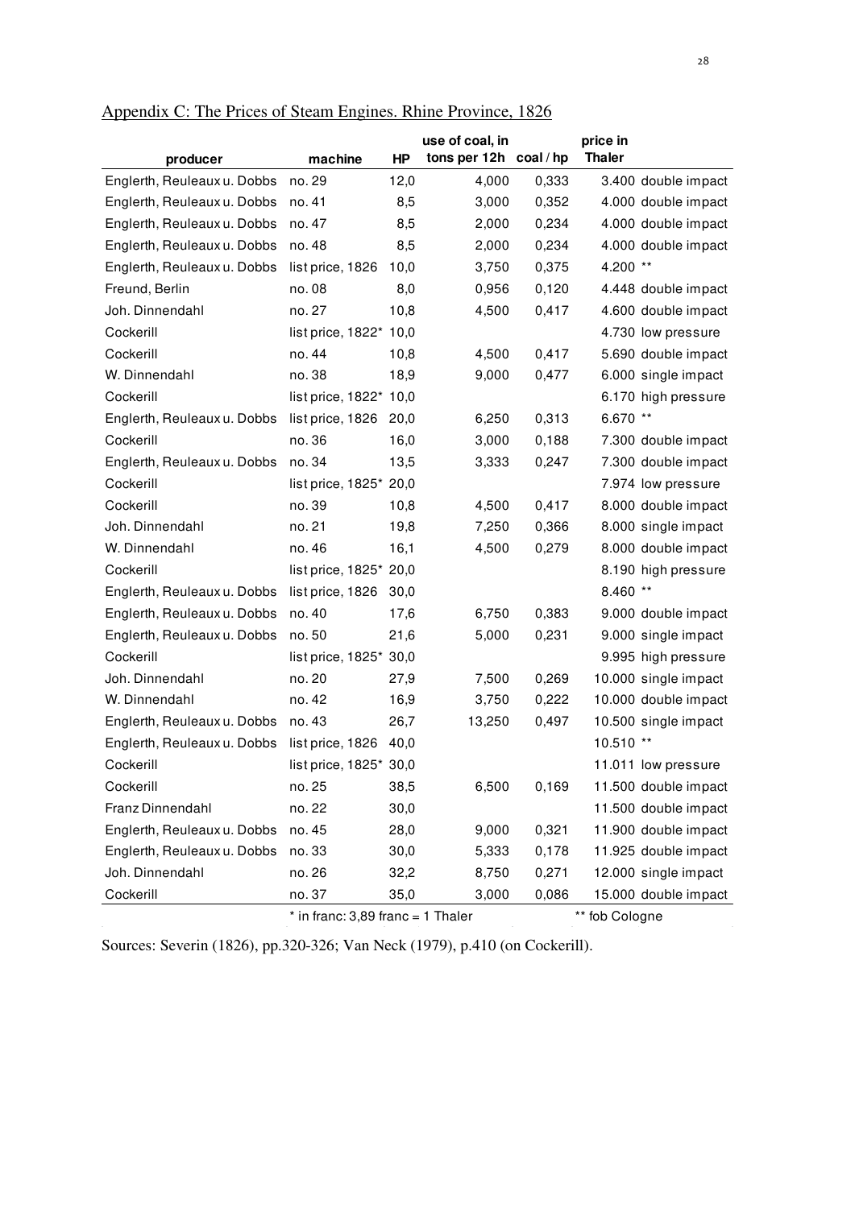## Appendix C: The Prices of Steam Engines. Rhine Province, 1826

| producer | machine | HP | use of coal, in tons per 12h | coal / hp | price in Thaler | |
|---|---|---|---|---|---|---|
| Englerth, Reuleaux u. Dobbs | no. 29 | 12,0 | 4,000 | 0,333 | 3.400 | double impact |
| Englerth, Reuleaux u. Dobbs | no. 41 | 8,5 | 3,000 | 0,352 | 4.000 | double impact |
| Englerth, Reuleaux u. Dobbs | no. 47 | 8,5 | 2,000 | 0,234 | 4.000 | double impact |
| Englerth, Reuleaux u. Dobbs | no. 48 | 8,5 | 2,000 | 0,234 | 4.000 | double impact |
| Englerth, Reuleaux u. Dobbs | list price, 1826 | 10,0 | 3,750 | 0,375 | 4.200 | ** |
| Freund, Berlin | no. 08 | 8,0 | 0,956 | 0,120 | 4.448 | double impact |
| Joh. Dinnendahl | no. 27 | 10,8 | 4,500 | 0,417 | 4.600 | double impact |
| Cockerill | list price, 1822* | 10,0 | | | 4.730 | low pressure |
| Cockerill | no. 44 | 10,8 | 4,500 | 0,417 | 5.690 | double impact |
| W. Dinnendahl | no. 38 | 18,9 | 9,000 | 0,477 | 6.000 | single impact |
| Cockerill | list price, 1822* | 10,0 | | | 6.170 | high pressure |
| Englerth, Reuleaux u. Dobbs | list price, 1826 | 20,0 | 6,250 | 0,313 | 6.670 | ** |
| Cockerill | no. 36 | 16,0 | 3,000 | 0,188 | 7.300 | double impact |
| Englerth, Reuleaux u. Dobbs | no. 34 | 13,5 | 3,333 | 0,247 | 7.300 | double impact |
| Cockerill | list price, 1825* | 20,0 | | | 7.974 | low pressure |
| Cockerill | no. 39 | 10,8 | 4,500 | 0,417 | 8.000 | double impact |
| Joh. Dinnendahl | no. 21 | 19,8 | 7,250 | 0,366 | 8.000 | single impact |
| W. Dinnendahl | no. 46 | 16,1 | 4,500 | 0,279 | 8.000 | double impact |
| Cockerill | list price, 1825* | 20,0 | | | 8.190 | high pressure |
| Englerth, Reuleaux u. Dobbs | list price, 1826 | 30,0 | | | 8.460 | ** |
| Englerth, Reuleaux u. Dobbs | no. 40 | 17,6 | 6,750 | 0,383 | 9.000 | double impact |
| Englerth, Reuleaux u. Dobbs | no. 50 | 21,6 | 5,000 | 0,231 | 9.000 | single impact |
| Cockerill | list price, 1825* | 30,0 | | | 9.995 | high pressure |
| Joh. Dinnendahl | no. 20 | 27,9 | 7,500 | 0,269 | 10.000 | single impact |
| W. Dinnendahl | no. 42 | 16,9 | 3,750 | 0,222 | 10.000 | double impact |
| Englerth, Reuleaux u. Dobbs | no. 43 | 26,7 | 13,250 | 0,497 | 10.500 | single impact |
| Englerth, Reuleaux u. Dobbs | list price, 1826 | 40,0 | | | 10.510 | ** |
| Cockerill | list price, 1825* | 30,0 | | | 11.011 | low pressure |
| Cockerill | no. 25 | 38,5 | 6,500 | 0,169 | 11.500 | double impact |
| Franz Dinnendahl | no. 22 | 30,0 | | | 11.500 | double impact |
| Englerth, Reuleaux u. Dobbs | no. 45 | 28,0 | 9,000 | 0,321 | 11.900 | double impact |
| Englerth, Reuleaux u. Dobbs | no. 33 | 30,0 | 5,333 | 0,178 | 11.925 | double impact |
| Joh. Dinnendahl | no. 26 | 32,2 | 8,750 | 0,271 | 12.000 | single impact |
| Cockerill | no. 37 | 35,0 | 3,000 | 0,086 | 15.000 | double impact |

\* in franc: 3,89 franc = 1 Thaler ** fob Cologne

Sources: Severin (1826), pp.320-326; Van Neck (1979), p.410 (on Cockerill).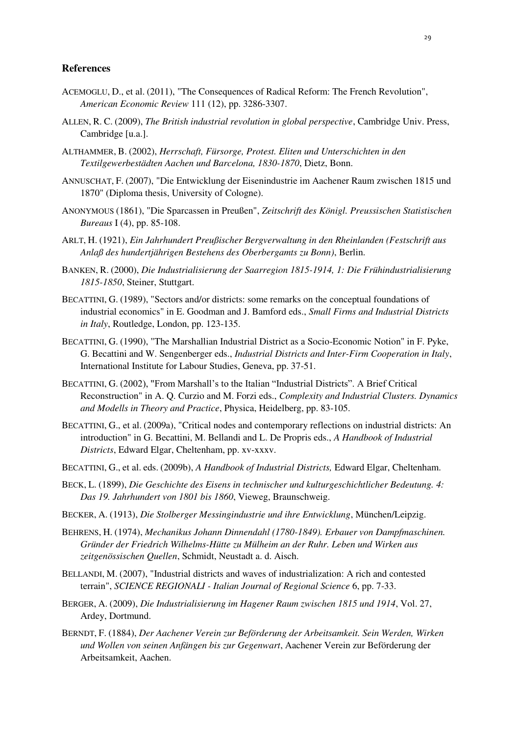## References

ACEMOGLU, D., et al. (2011), "The Consequences of Radical Reform: The French Revolution", *American Economic Review* 111 (12), pp. 3286-3307.

ALLEN, R. C. (2009), *The British industrial revolution in global perspective*, Cambridge Univ. Press, Cambridge [u.a.].

ALTHAMMER, B. (2002), *Herrschaft, Fürsorge, Protest. Eliten und Unterschichten in den Textilgewerbestädten Aachen und Barcelona, 1830-1870*, Dietz, Bonn.

ANNUSCHAT, F. (2007), "Die Entwicklung der Eisenindustrie im Aachener Raum zwischen 1815 und 1870" (Diploma thesis, University of Cologne).

ANONYMOUS (1861), "Die Sparcassen in Preußen", *Zeitschrift des Königl. Preussischen Statistischen Bureaus* I (4), pp. 85-108.

ARLT, H. (1921), *Ein Jahrhundert Preußischer Bergverwaltung in den Rheinlanden (Festschrift aus Anlaß des hundertjährigen Bestehens des Oberbergamts zu Bonn)*, Berlin.

BANKEN, R. (2000), *Die Industrialisierung der Saarregion 1815-1914, 1: Die Frühindustrialisierung 1815-1850*, Steiner, Stuttgart.

BECATTINI, G. (1989), "Sectors and/or districts: some remarks on the conceptual foundations of industrial economics" in E. Goodman and J. Bamford eds., *Small Firms and Industrial Districts in Italy*, Routledge, London, pp. 123-135.

BECATTINI, G. (1990), "The Marshallian Industrial District as a Socio-Economic Notion" in F. Pyke, G. Becattini and W. Sengenberger eds., *Industrial Districts and Inter-Firm Cooperation in Italy*, International Institute for Labour Studies, Geneva, pp. 37-51.

BECATTINI, G. (2002), "From Marshall's to the Italian "Industrial Districts". A Brief Critical Reconstruction" in A. Q. Curzio and M. Forzi eds., *Complexity and Industrial Clusters. Dynamics and Modells in Theory and Practice*, Physica, Heidelberg, pp. 83-105.

BECATTINI, G., et al. (2009a), "Critical nodes and contemporary reflections on industrial districts: An introduction" in G. Becattini, M. Bellandi and L. De Propris eds., *A Handbook of Industrial Districts*, Edward Elgar, Cheltenham, pp. xv-xxxv.

BECATTINI, G., et al. eds. (2009b), *A Handbook of Industrial Districts,* Edward Elgar, Cheltenham.

BECK, L. (1899), *Die Geschichte des Eisens in technischer und kulturgeschichtlicher Bedeutung. 4: Das 19. Jahrhundert von 1801 bis 1860*, Vieweg, Braunschweig.

BECKER, A. (1913), *Die Stolberger Messingindustrie und ihre Entwicklung*, München/Leipzig.

BEHRENS, H. (1974), *Mechanikus Johann Dinnendahl (1780-1849). Erbauer von Dampfmaschinen. Gründer der Friedrich Wilhelms-Hütte zu Mülheim an der Ruhr. Leben und Wirken aus zeitgenössischen Quellen*, Schmidt, Neustadt a. d. Aisch.

BELLANDI, M. (2007), "Industrial districts and waves of industrialization: A rich and contested terrain", *SCIENCE REGIONALI - Italian Journal of Regional Science* 6, pp. 7-33.

BERGER, A. (2009), *Die Industrialisierung im Hagener Raum zwischen 1815 und 1914*, Vol. 27, Ardey, Dortmund.

BERNDT, F. (1884), *Der Aachener Verein zur Beförderung der Arbeitsamkeit. Sein Werden, Wirken und Wollen von seinen Anfängen bis zur Gegenwart*, Aachener Verein zur Beförderung der Arbeitsamkeit, Aachen.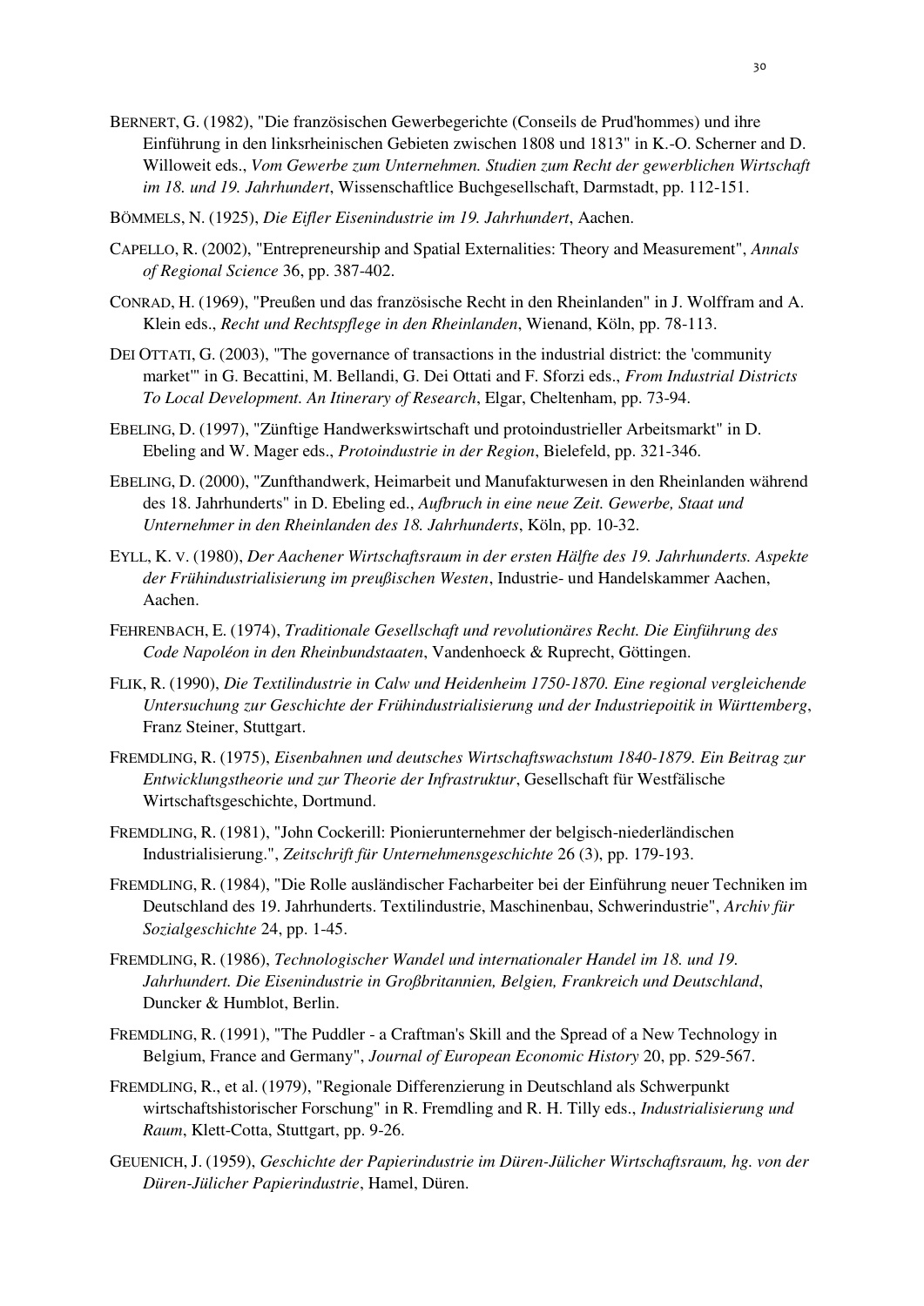BERNERT, G. (1982), "Die französischen Gewerbegerichte (Conseils de Prud'hommes) und ihre Einführung in den linksrheinischen Gebieten zwischen 1808 und 1813" in K.-O. Scherner and D. Willoweit eds., *Vom Gewerbe zum Unternehmen. Studien zum Recht der gewerblichen Wirtschaft im 18. und 19. Jahrhundert*, Wissenschaftlice Buchgesellschaft, Darmstadt, pp. 112-151.

BÖMMELS, N. (1925), *Die Eifler Eisenindustrie im 19. Jahrhundert*, Aachen.

CAPELLO, R. (2002), "Entrepreneurship and Spatial Externalities: Theory and Measurement", *Annals of Regional Science* 36, pp. 387-402.

CONRAD, H. (1969), "Preußen und das französische Recht in den Rheinlanden" in J. Wolffram and A. Klein eds., *Recht und Rechtspflege in den Rheinlanden*, Wienand, Köln, pp. 78-113.

DEI OTTATI, G. (2003), "The governance of transactions in the industrial district: the 'community market'" in G. Becattini, M. Bellandi, G. Dei Ottati and F. Sforzi eds., *From Industrial Districts To Local Development. An Itinerary of Research*, Elgar, Cheltenham, pp. 73-94.

EBELING, D. (1997), "Zünftige Handwerkswirtschaft und protoindustrieller Arbeitsmarkt" in D. Ebeling and W. Mager eds., *Protoindustrie in der Region*, Bielefeld, pp. 321-346.

EBELING, D. (2000), "Zunfthandwerk, Heimarbeit und Manufakturwesen in den Rheinlanden während des 18. Jahrhunderts" in D. Ebeling ed., *Aufbruch in eine neue Zeit. Gewerbe, Staat und Unternehmer in den Rheinlanden des 18. Jahrhunderts*, Köln, pp. 10-32.

EYLL, K. V. (1980), *Der Aachener Wirtschaftsraum in der ersten Hälfte des 19. Jahrhunderts. Aspekte der Frühindustrialisierung im preußischen Westen*, Industrie- und Handelskammer Aachen, Aachen.

FEHRENBACH, E. (1974), *Traditionale Gesellschaft und revolutionäres Recht. Die Einführung des Code Napoléon in den Rheinbundstaaten*, Vandenhoeck & Ruprecht, Göttingen.

FLIK, R. (1990), *Die Textilindustrie in Calw und Heidenheim 1750-1870. Eine regional vergleichende Untersuchung zur Geschichte der Frühindustrialisierung und der Industriepoitik in Württemberg*, Franz Steiner, Stuttgart.

FREMDLING, R. (1975), *Eisenbahnen und deutsches Wirtschaftswachstum 1840-1879. Ein Beitrag zur Entwicklungstheorie und zur Theorie der Infrastruktur*, Gesellschaft für Westfälische Wirtschaftsgeschichte, Dortmund.

FREMDLING, R. (1981), "John Cockerill: Pionierunternehmer der belgisch-niederländischen Industrialisierung.", *Zeitschrift für Unternehmensgeschichte* 26 (3), pp. 179-193.

FREMDLING, R. (1984), "Die Rolle ausländischer Facharbeiter bei der Einführung neuer Techniken im Deutschland des 19. Jahrhunderts. Textilindustrie, Maschinenbau, Schwerindustrie", *Archiv für Sozialgeschichte* 24, pp. 1-45.

FREMDLING, R. (1986), *Technologischer Wandel und internationaler Handel im 18. und 19. Jahrhundert. Die Eisenindustrie in Großbritannien, Belgien, Frankreich und Deutschland*, Duncker & Humblot, Berlin.

FREMDLING, R. (1991), "The Puddler - a Craftman's Skill and the Spread of a New Technology in Belgium, France and Germany", *Journal of European Economic History* 20, pp. 529-567.

FREMDLING, R., et al. (1979), "Regionale Differenzierung in Deutschland als Schwerpunkt wirtschaftshistorischer Forschung" in R. Fremdling and R. H. Tilly eds., *Industrialisierung und Raum*, Klett-Cotta, Stuttgart, pp. 9-26.

GEUENICH, J. (1959), *Geschichte der Papierindustrie im Düren-Jülicher Wirtschaftsraum, hg. von der Düren-Jülicher Papierindustrie*, Hamel, Düren.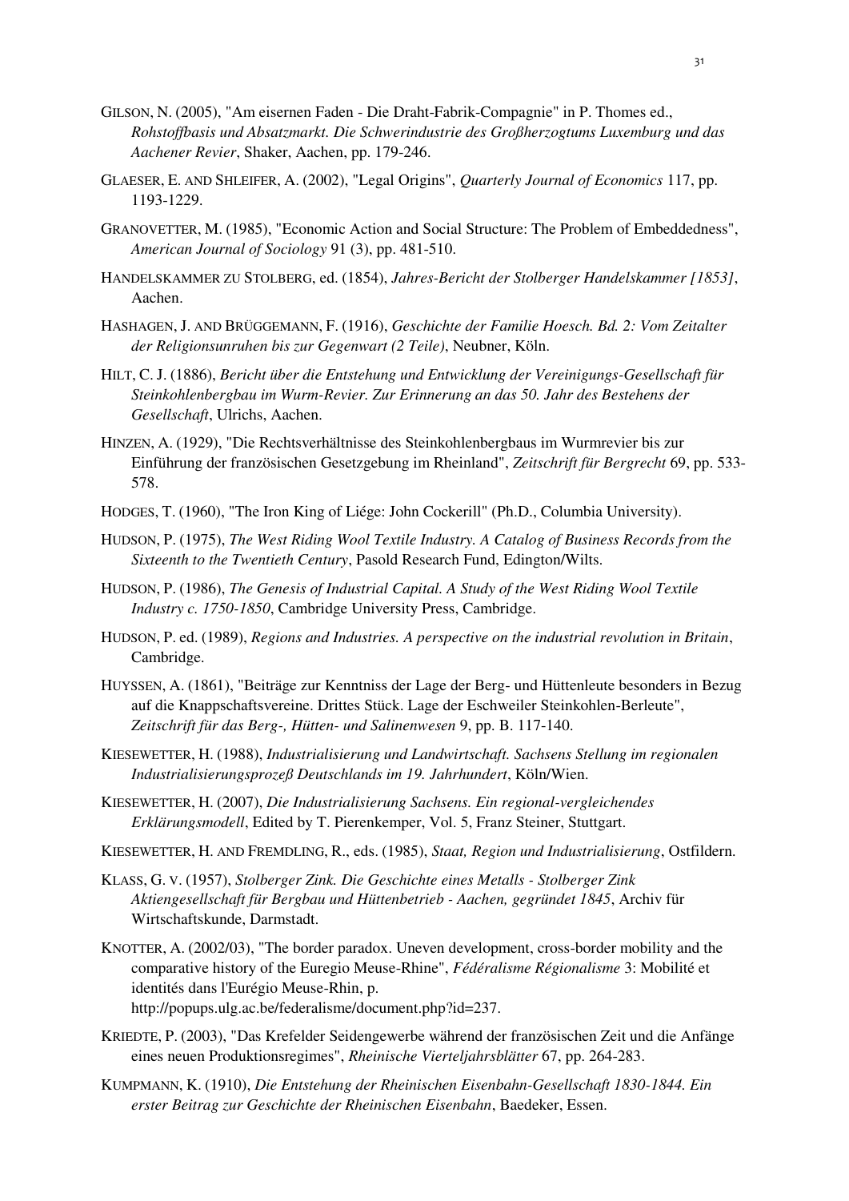GILSON, N. (2005), "Am eisernen Faden - Die Draht-Fabrik-Compagnie" in P. Thomes ed., *Rohstoffbasis und Absatzmarkt. Die Schwerindustrie des Großherzogtums Luxemburg und das Aachener Revier*, Shaker, Aachen, pp. 179-246.

GLAESER, E. AND SHLEIFER, A. (2002), "Legal Origins", *Quarterly Journal of Economics* 117, pp. 1193-1229.

GRANOVETTER, M. (1985), "Economic Action and Social Structure: The Problem of Embeddedness", *American Journal of Sociology* 91 (3), pp. 481-510.

HANDELSKAMMER ZU STOLBERG, ed. (1854), *Jahres-Bericht der Stolberger Handelskammer [1853]*, Aachen.

HASHAGEN, J. AND BRÜGGEMANN, F. (1916), *Geschichte der Familie Hoesch. Bd. 2: Vom Zeitalter der Religionsunruhen bis zur Gegenwart (2 Teile)*, Neubner, Köln.

HILT, C. J. (1886), *Bericht über die Entstehung und Entwicklung der Vereinigungs-Gesellschaft für Steinkohlenbergbau im Wurm-Revier. Zur Erinnerung an das 50. Jahr des Bestehens der Gesellschaft*, Ulrichs, Aachen.

HINZEN, A. (1929), "Die Rechtsverhältnisse des Steinkohlenbergbaus im Wurmrevier bis zur Einführung der französischen Gesetzgebung im Rheinland", *Zeitschrift für Bergrecht* 69, pp. 533-578.

HODGES, T. (1960), "The Iron King of Liége: John Cockerill" (Ph.D., Columbia University).

HUDSON, P. (1975), *The West Riding Wool Textile Industry. A Catalog of Business Records from the Sixteenth to the Twentieth Century*, Pasold Research Fund, Edington/Wilts.

HUDSON, P. (1986), *The Genesis of Industrial Capital. A Study of the West Riding Wool Textile Industry c. 1750-1850*, Cambridge University Press, Cambridge.

HUDSON, P. ed. (1989), *Regions and Industries. A perspective on the industrial revolution in Britain*, Cambridge.

HUYSSEN, A. (1861), "Beiträge zur Kenntniss der Lage der Berg- und Hüttenleute besonders in Bezug auf die Knappschaftsvereine. Drittes Stück. Lage der Eschweiler Steinkohlen-Berleute", *Zeitschrift für das Berg-, Hütten- und Salinenwesen* 9, pp. B. 117-140.

KIESEWETTER, H. (1988), *Industrialisierung und Landwirtschaft. Sachsens Stellung im regionalen Industrialisierungsprozeß Deutschlands im 19. Jahrhundert*, Köln/Wien.

KIESEWETTER, H. (2007), *Die Industrialisierung Sachsens. Ein regional-vergleichendes Erklärungsmodell*, Edited by T. Pierenkemper, Vol. 5, Franz Steiner, Stuttgart.

KIESEWETTER, H. AND FREMDLING, R., eds. (1985), *Staat, Region und Industrialisierung*, Ostfildern.

KLASS, G. V. (1957), *Stolberger Zink. Die Geschichte eines Metalls - Stolberger Zink Aktiengesellschaft für Bergbau und Hüttenbetrieb - Aachen, gegründet 1845*, Archiv für Wirtschaftskunde, Darmstadt.

KNOTTER, A. (2002/03), "The border paradox. Uneven development, cross-border mobility and the comparative history of the Euregio Meuse-Rhine", *Fédéralisme Régionalisme* 3: Mobilité et identités dans l'Eurégio Meuse-Rhin, p. http://popups.ulg.ac.be/federalisme/document.php?id=237.

KRIEDTE, P. (2003), "Das Krefelder Seidengewerbe während der französischen Zeit und die Anfänge eines neuen Produktionsregimes", *Rheinische Vierteljahrsblätter* 67, pp. 264-283.

KUMPMANN, K. (1910), *Die Entstehung der Rheinischen Eisenbahn-Gesellschaft 1830-1844. Ein erster Beitrag zur Geschichte der Rheinischen Eisenbahn*, Baedeker, Essen.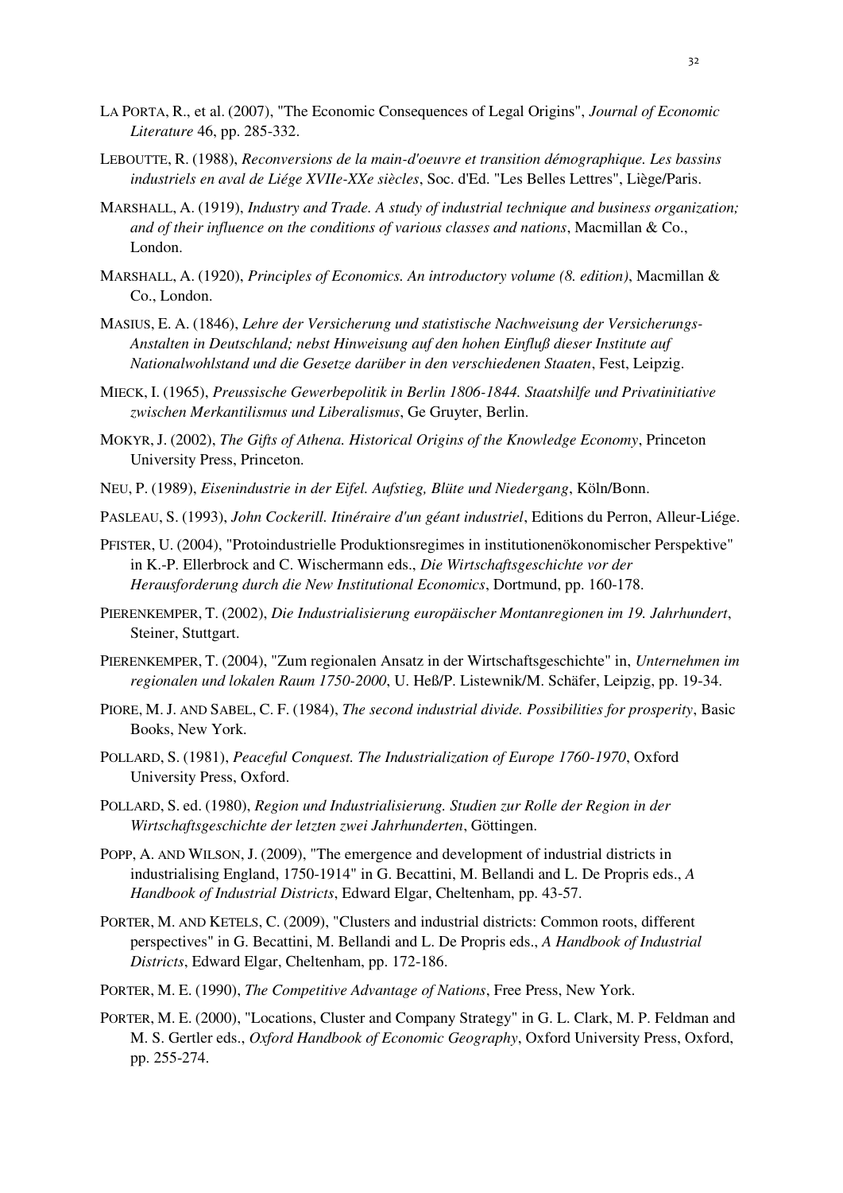LA PORTA, R., et al. (2007), "The Economic Consequences of Legal Origins", *Journal of Economic Literature* 46, pp. 285-332.

LEBOUTTE, R. (1988), *Reconversions de la main-d'oeuvre et transition démographique. Les bassins industriels en aval de Liége XVIIe-XXe siècles*, Soc. d'Ed. "Les Belles Lettres", Liège/Paris.

MARSHALL, A. (1919), *Industry and Trade. A study of industrial technique and business organization; and of their influence on the conditions of various classes and nations*, Macmillan & Co., London.

MARSHALL, A. (1920), *Principles of Economics. An introductory volume (8. edition)*, Macmillan & Co., London.

MASIUS, E. A. (1846), *Lehre der Versicherung und statistische Nachweisung der Versicherungs-Anstalten in Deutschland; nebst Hinweisung auf den hohen Einfluß dieser Institute auf Nationalwohlstand und die Gesetze darüber in den verschiedenen Staaten*, Fest, Leipzig.

MIECK, I. (1965), *Preussische Gewerbepolitik in Berlin 1806-1844. Staatshilfe und Privatinitiative zwischen Merkantilismus und Liberalismus*, Ge Gruyter, Berlin.

MOKYR, J. (2002), *The Gifts of Athena. Historical Origins of the Knowledge Economy*, Princeton University Press, Princeton.

NEU, P. (1989), *Eisenindustrie in der Eifel. Aufstieg, Blüte und Niedergang*, Köln/Bonn.

PASLEAU, S. (1993), *John Cockerill. Itinéraire d'un géant industriel*, Editions du Perron, Alleur-Liége.

PFISTER, U. (2004), "Protoindustrielle Produktionsregime in institutionenökonomischer Perspektive" in K.-P. Ellerbrock and C. Wischermann eds., *Die Wirtschaftsgeschichte vor der Herausforderung durch die New Institutional Economics*, Dortmund, pp. 160-178.

PIERENKEMPER, T. (2002), *Die Industrialisierung europäischer Montanregionen im 19. Jahrhundert*, Steiner, Stuttgart.

PIERENKEMPER, T. (2004), "Zum regionalen Ansatz in der Wirtschaftsgeschichte" in, *Unternehmen im regionalen und lokalen Raum 1750-2000*, U. Heß/P. Listewnik/M. Schäfer, Leipzig, pp. 19-34.

PIORE, M. J. AND SABEL, C. F. (1984), *The second industrial divide. Possibilities for prosperity*, Basic Books, New York.

POLLARD, S. (1981), *Peaceful Conquest. The Industrialization of Europe 1760-1970*, Oxford University Press, Oxford.

POLLARD, S. ed. (1980), *Region und Industrialisierung. Studien zur Rolle der Region in der Wirtschaftsgeschichte der letzten zwei Jahrhunderten*, Göttingen.

POPP, A. AND WILSON, J. (2009), "The emergence and development of industrial districts in industrialising England, 1750-1914" in G. Becattini, M. Bellandi and L. De Propris eds., *A Handbook of Industrial Districts*, Edward Elgar, Cheltenham, pp. 43-57.

PORTER, M. AND KETELS, C. (2009), "Clusters and industrial districts: Common roots, different perspectives" in G. Becattini, M. Bellandi and L. De Propris eds., *A Handbook of Industrial Districts*, Edward Elgar, Cheltenham, pp. 172-186.

PORTER, M. E. (1990), *The Competitive Advantage of Nations*, Free Press, New York.

PORTER, M. E. (2000), "Locations, Cluster and Company Strategy" in G. L. Clark, M. P. Feldman and M. S. Gertler eds., *Oxford Handbook of Economic Geography*, Oxford University Press, Oxford, pp. 255-274.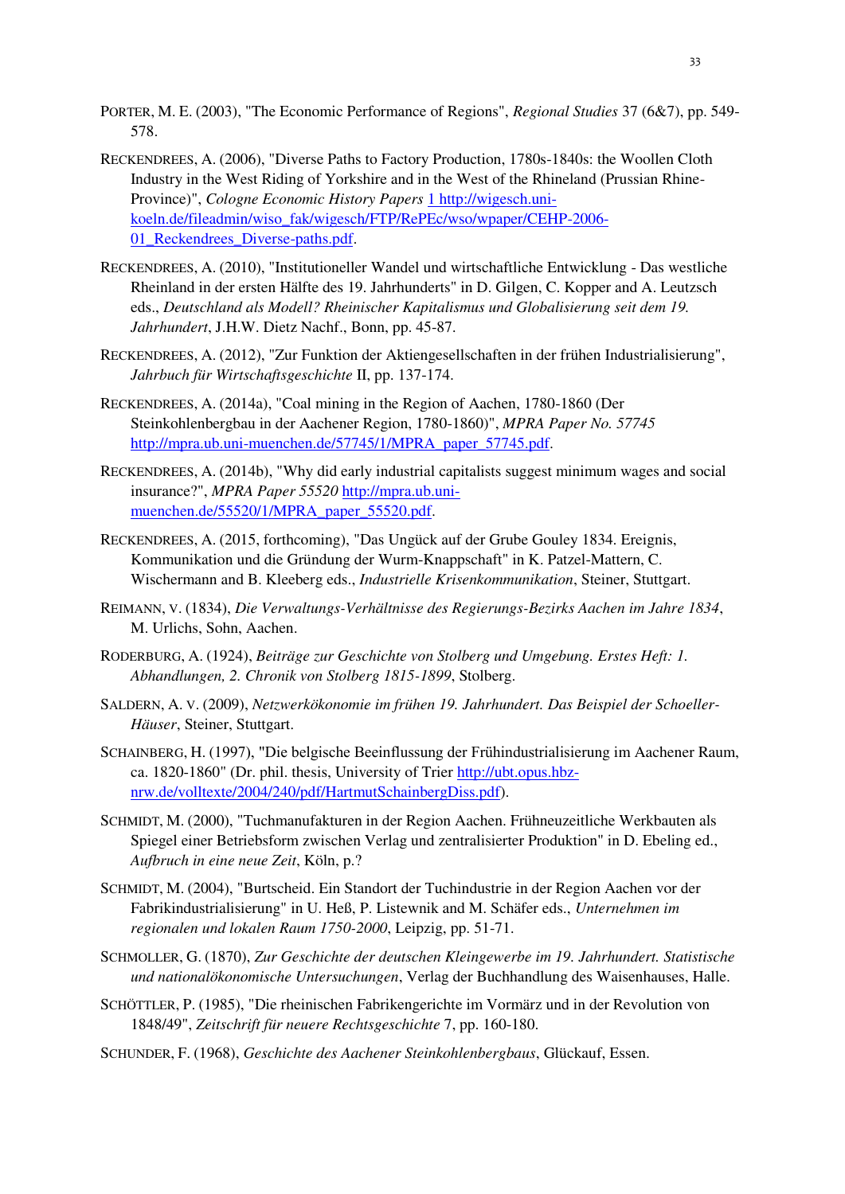PORTER, M. E. (2003), "The Economic Performance of Regions", *Regional Studies* 37 (6&7), pp. 549-578.

RECKENDREES, A. (2006), "Diverse Paths to Factory Production, 1780s-1840s: the Woollen Cloth Industry in the West Riding of Yorkshire and in the West of the Rhineland (Prussian Rhine-Province)", *Cologne Economic History Papers* 1 http://wigesch.uni-koeln.de/fileadmin/wiso_fak/wigesch/FTP/RePEc/wso/wpaper/CEHP-2006-01_Reckendrees_Diverse-paths.pdf.

RECKENDREES, A. (2010), "Institutioneller Wandel und wirtschaftliche Entwicklung - Das westliche Rheinland in der ersten Hälfte des 19. Jahrhunderts" in D. Gilgen, C. Kopper and A. Leutzsch eds., *Deutschland als Modell? Rheinischer Kapitalismus und Globalisierung seit dem 19. Jahrhundert*, J.H.W. Dietz Nachf., Bonn, pp. 45-87.

RECKENDREES, A. (2012), "Zur Funktion der Aktiengesellschaften in der frühen Industrialisierung", *Jahrbuch für Wirtschaftsgeschichte* II, pp. 137-174.

RECKENDREES, A. (2014a), "Coal mining in the Region of Aachen, 1780-1860 (Der Steinkohlenbergbau in der Aachener Region, 1780-1860)", *MPRA Paper No. 57745* http://mpra.ub.uni-muenchen.de/57745/1/MPRA_paper_57745.pdf.

RECKENDREES, A. (2014b), "Why did early industrial capitalists suggest minimum wages and social insurance?", *MPRA Paper 55520* http://mpra.ub.uni-muenchen.de/55520/1/MPRA_paper_55520.pdf.

RECKENDREES, A. (2015, forthcoming), "Das Ungück auf der Grube Gouley 1834. Ereignis, Kommunikation und die Gründung der Wurm-Knappschaft" in K. Patzel-Mattern, C. Wischermann and B. Kleeberg eds., *Industrielle Krisenkommunikation*, Steiner, Stuttgart.

REIMANN, V. (1834), *Die Verwaltungs-Verhältnisse des Regierungs-Bezirks Aachen im Jahre 1834*, M. Urlichs, Sohn, Aachen.

RODERBURG, A. (1924), *Beiträge zur Geschichte von Stolberg und Umgebung. Erstes Heft: 1. Abhandlungen, 2. Chronik von Stolberg 1815-1899*, Stolberg.

SALDERN, A. V. (2009), *Netzwerkökonomie im frühen 19. Jahrhundert. Das Beispiel der Schoeller-Häuser*, Steiner, Stuttgart.

SCHAINBERG, H. (1997), "Die belgische Beeinflussung der Frühindustrialisierung im Aachener Raum, ca. 1820-1860" (Dr. phil. thesis, University of Trier http://ubt.opus.hbz-nrw.de/volltexte/2004/240/pdf/HartmutSchainbergDiss.pdf).

SCHMIDT, M. (2000), "Tuchmanufakturen in der Region Aachen. Frühneuzeitliche Werkbauten als Spiegel einer Betriebsform zwischen Verlag und zentralisierter Produktion" in D. Ebeling ed., *Aufbruch in eine neue Zeit*, Köln, p.?

SCHMIDT, M. (2004), "Burtscheid. Ein Standort der Tuchindustrie in der Region Aachen vor der Fabrikindustrialisierung" in U. Heß, P. Listewnik and M. Schäfer eds., *Unternehmen im regionalen und lokalen Raum 1750-2000*, Leipzig, pp. 51-71.

SCHMOLLER, G. (1870), *Zur Geschichte der deutschen Kleingewerbe im 19. Jahrhundert. Statistische und nationalökonomische Untersuchungen*, Verlag der Buchhandlung des Waisenhauses, Halle.

SCHÖTTLER, P. (1985), "Die rheinischen Fabrikengerichte im Vormärz und in der Revolution von 1848/49", *Zeitschrift für neuere Rechtsgeschichte* 7, pp. 160-180.

SCHUNDER, F. (1968), *Geschichte des Aachener Steinkohlenbergbaus*, Glückauf, Essen.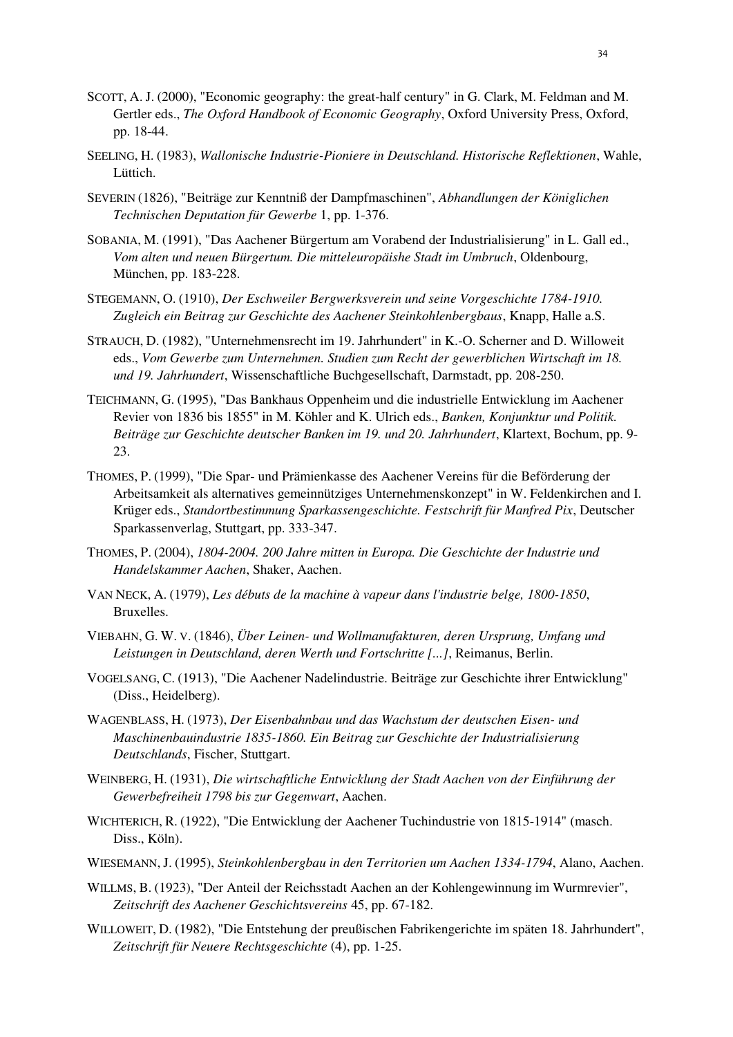SCOTT, A. J. (2000), "Economic geography: the great-half century" in G. Clark, M. Feldman and M. Gertler eds., *The Oxford Handbook of Economic Geography*, Oxford University Press, Oxford, pp. 18-44.

SEELING, H. (1983), *Wallonische Industrie-Pioniere in Deutschland. Historische Reflektionen*, Wahle, Lüttich.

SEVERIN (1826), "Beiträge zur Kenntniß der Dampfmaschinen", *Abhandlungen der Königlichen Technischen Deputation für Gewerbe* 1, pp. 1-376.

SOBANIA, M. (1991), "Das Aachener Bürgertum am Vorabend der Industrialisierung" in L. Gall ed., *Vom alten und neuen Bürgertum. Die mitteleuropäishe Stadt im Umbruch*, Oldenbourg, München, pp. 183-228.

STEGEMANN, O. (1910), *Der Eschweiler Bergwerksverein und seine Vorgeschichte 1784-1910. Zugleich ein Beitrag zur Geschichte des Aachener Steinkohlenbergbaus*, Knapp, Halle a.S.

STRAUCH, D. (1982), "Unternehmensrecht im 19. Jahrhundert" in K.-O. Scherner and D. Willoweit eds., *Vom Gewerbe zum Unternehmen. Studien zum Recht der gewerblichen Wirtschaft im 18. und 19. Jahrhundert*, Wissenschaftliche Buchgesellschaft, Darmstadt, pp. 208-250.

TEICHMANN, G. (1995), "Das Bankhaus Oppenheim und die industrielle Entwicklung im Aachener Revier von 1836 bis 1855" in M. Köhler and K. Ulrich eds., *Banken, Konjunktur und Politik. Beiträge zur Geschichte deutscher Banken im 19. und 20. Jahrhundert*, Klartext, Bochum, pp. 9-23.

THOMES, P. (1999), "Die Spar- und Prämienkasse des Aachener Vereins für die Beförderung der Arbeitsamkeit als alternatives gemeinnütziges Unternehmenskonzept" in W. Feldenkirchen and I. Krüger eds., *Standortbestimmung Sparkassengeschichte. Festschrift für Manfred Pix*, Deutscher Sparkassenverlag, Stuttgart, pp. 333-347.

THOMES, P. (2004), *1804-2004. 200 Jahre mitten in Europa. Die Geschichte der Industrie und Handelskammer Aachen*, Shaker, Aachen.

VAN NECK, A. (1979), *Les débuts de la machine à vapeur dans l'industrie belge, 1800-1850*, Bruxelles.

VIEBAHN, G. W. V. (1846), *Über Leinen- und Wollmanufakturen, deren Ursprung, Umfang und Leistungen in Deutschland, deren Werth und Fortschritte [...]*, Reimanus, Berlin.

VOGELSANG, C. (1913), "Die Aachener Nadelindustrie. Beiträge zur Geschichte ihrer Entwicklung" (Diss., Heidelberg).

WAGENBLASS, H. (1973), *Der Eisenbahnbau und das Wachstum der deutschen Eisen- und Maschinenbauindustrie 1835-1860. Ein Beitrag zur Geschichte der Industrialisierung Deutschlands*, Fischer, Stuttgart.

WEINBERG, H. (1931), *Die wirtschaftliche Entwicklung der Stadt Aachen von der Einführung der Gewerbefreiheit 1798 bis zur Gegenwart*, Aachen.

WICHTERICH, R. (1922), "Die Entwicklung der Aachener Tuchindustrie von 1815-1914" (masch. Diss., Köln).

WIESEMANN, J. (1995), *Steinkohlenbergbau in den Territorien um Aachen 1334-1794*, Alano, Aachen.

WILLMS, B. (1923), "Der Anteil der Reichsstadt Aachen an der Kohlengewinnung im Wurmrevier", *Zeitschrift des Aachener Geschichtsvereins* 45, pp. 67-182.

WILLOWEIT, D. (1982), "Die Entstehung der preußischen Fabrikengerichte im späten 18. Jahrhundert", *Zeitschrift für Neuere Rechtsgeschichte* (4), pp. 1-25.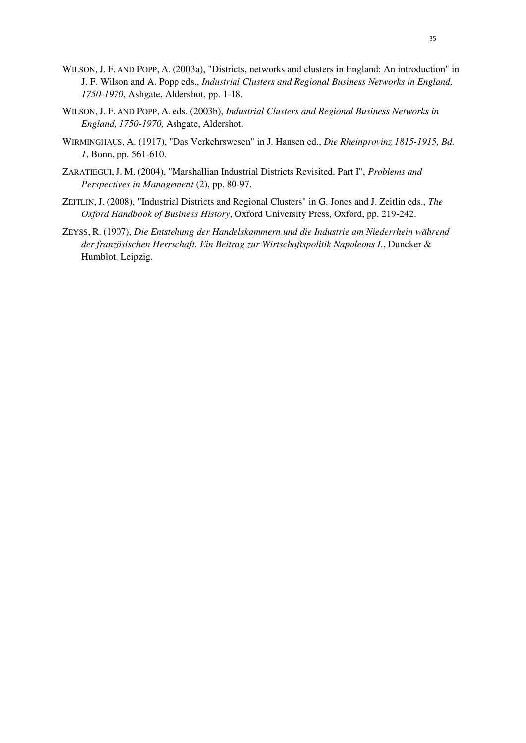WILSON, J. F. AND POPP, A. (2003a), "Districts, networks and clusters in England: An introduction" in J. F. Wilson and A. Popp eds., *Industrial Clusters and Regional Business Networks in England, 1750-1970*, Ashgate, Aldershot, pp. 1-18.

WILSON, J. F. AND POPP, A. eds. (2003b), *Industrial Clusters and Regional Business Networks in England, 1750-1970,* Ashgate, Aldershot.

WIRMINGHAUS, A. (1917), "Das Verkehrswesen" in J. Hansen ed., *Die Rheinprovinz 1815-1915, Bd. 1*, Bonn, pp. 561-610.

ZARATIEGUI, J. M. (2004), "Marshallian Industrial Districts Revisited. Part I", *Problems and Perspectives in Management* (2), pp. 80-97.

ZEITLIN, J. (2008), "Industrial Districts and Regional Clusters" in G. Jones and J. Zeitlin eds., *The Oxford Handbook of Business History*, Oxford University Press, Oxford, pp. 219-242.

ZEYSS, R. (1907), *Die Entstehung der Handelskammern und die Industrie am Niederrhein während der französischen Herrschaft. Ein Beitrag zur Wirtschaftspolitik Napoleons I.*, Duncker & Humblot, Leipzig.